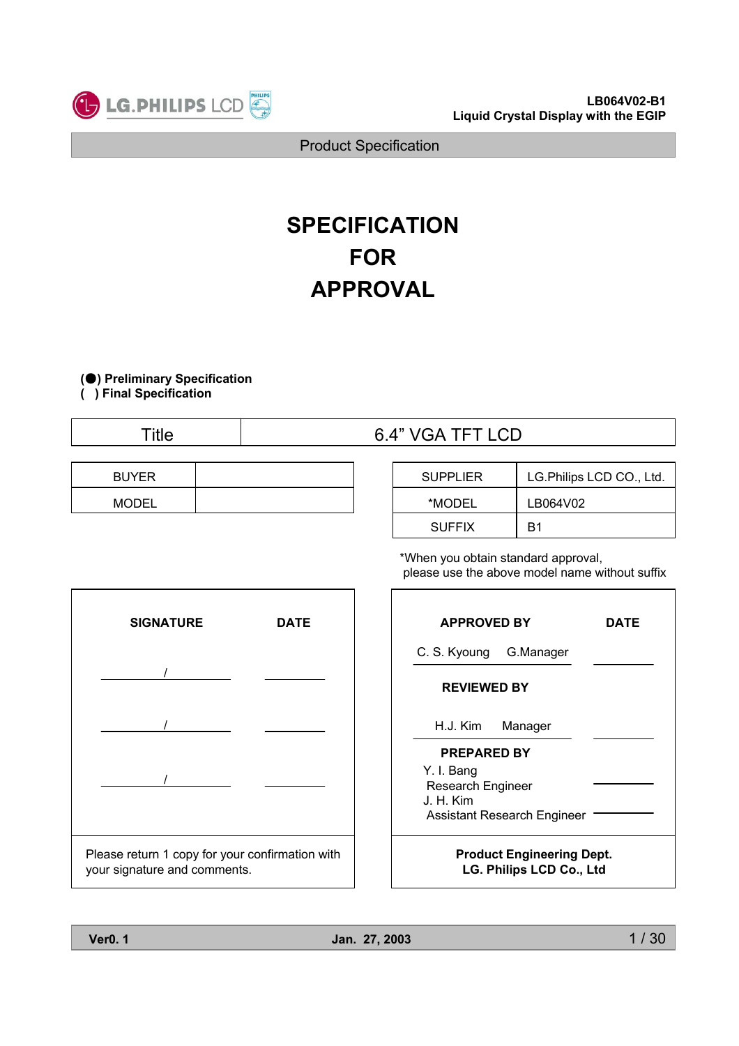LB064V02-B1
Liquid Crystal Display with the EGIP

Product Specification

# SPECIFICATION FOR APPROVAL

**(●) Preliminary Specification**
**( ) Final Specification**

| Title | 6.4" VGA TFT LCD |
|---|---|

| BUYER | |
|---|---|
| MODEL | |

| SUPPLIER | LG.Philips LCD CO., Ltd. |
|---|---|
| *MODEL | LB064V02 |
| SUFFIX | B1 |

*When you obtain standard approval, please use the above model name without suffix

| SIGNATURE | DATE |
|---|---|
| / | |
| / | |
| / | |

Please return 1 copy for your confirmation with your signature and comments.

| APPROVED BY | DATE |
|---|---|
| C. S. Kyoung G.Manager | |
| **REVIEWED BY** | |
| H.J. Kim Manager | |
| **PREPARED BY** | |
| Y. I. Bang<br>Research Engineer | |
| J. H. Kim<br>Assistant Research Engineer | |

**Product Engineering Dept.**
**LG. Philips LCD Co., Ltd**

**Ver0. 1** **Jan. 27, 2003**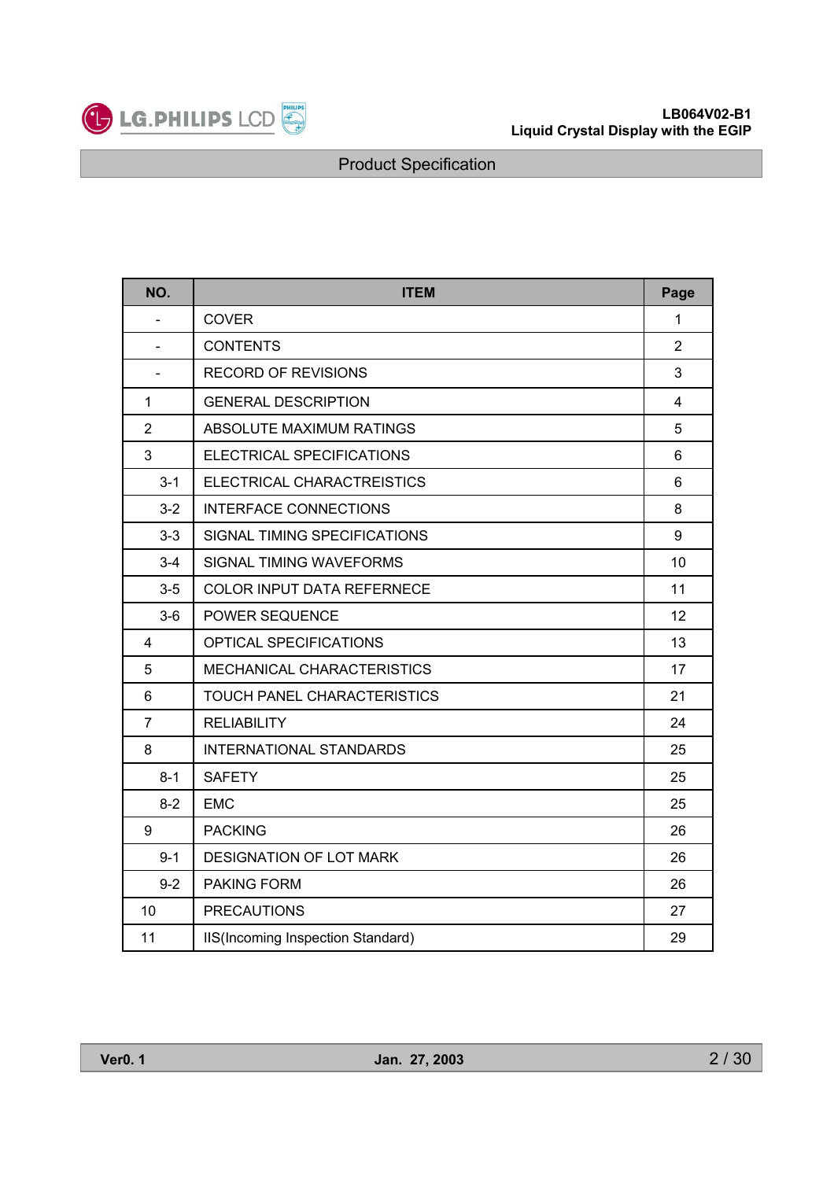| NO. | ITEM | Page |
|---|---|---|
| - | COVER | 1 |
| - | CONTENTS | 2 |
| - | RECORD OF REVISIONS | 3 |
| 1 | GENERAL DESCRIPTION | 4 |
| 2 | ABSOLUTE MAXIMUM RATINGS | 5 |
| 3 | ELECTRICAL SPECIFICATIONS | 6 |
| 3-1 | ELECTRICAL CHARACTREISTICS | 6 |
| 3-2 | INTERFACE CONNECTIONS | 8 |
| 3-3 | SIGNAL TIMING SPECIFICATIONS | 9 |
| 3-4 | SIGNAL TIMING WAVEFORMS | 10 |
| 3-5 | COLOR INPUT DATA REFERNECE | 11 |
| 3-6 | POWER SEQUENCE | 12 |
| 4 | OPTICAL SPECIFICATIONS | 13 |
| 5 | MECHANICAL CHARACTERISTICS | 17 |
| 6 | TOUCH PANEL CHARACTERISTICS | 21 |
| 7 | RELIABILITY | 24 |
| 8 | INTERNATIONAL STANDARDS | 25 |
| 8-1 | SAFETY | 25 |
| 8-2 | EMC | 25 |
| 9 | PACKING | 26 |
| 9-1 | DESIGNATION OF LOT MARK | 26 |
| 9-2 | PAKING FORM | 26 |
| 10 | PRECAUTIONS | 27 |
| 11 | IIS(Incoming Inspection Standard) | 29 |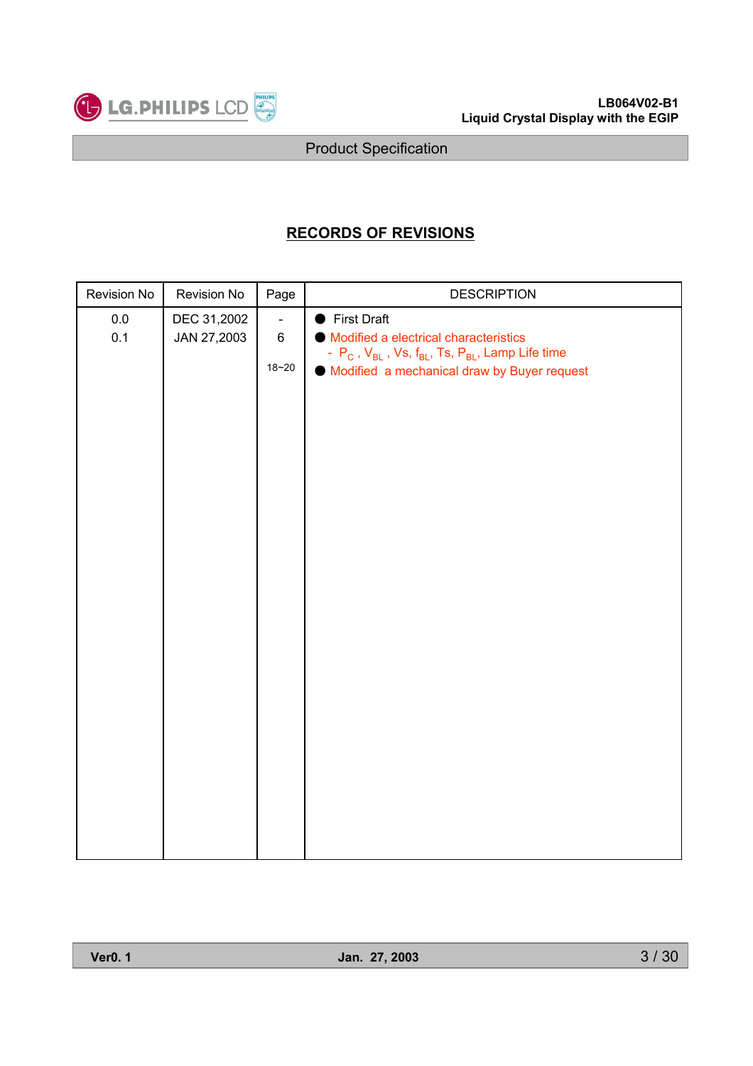## RECORDS OF REVISIONS

| Revision No | Revision No | Page | DESCRIPTION |
|---|---|---|---|
| 0.0 | DEC 31,2002 | - | ● First Draft |
| 0.1 | JAN 27,2003 | 6 | ● Modified a electrical characteristics<br>- $P_C$ , $V_{BL}$ , Vs, $f_{BL}$, Ts, $P_{BL}$, Lamp Life time |
| | | 18~20 | ● Modified a mechanical draw by Buyer request |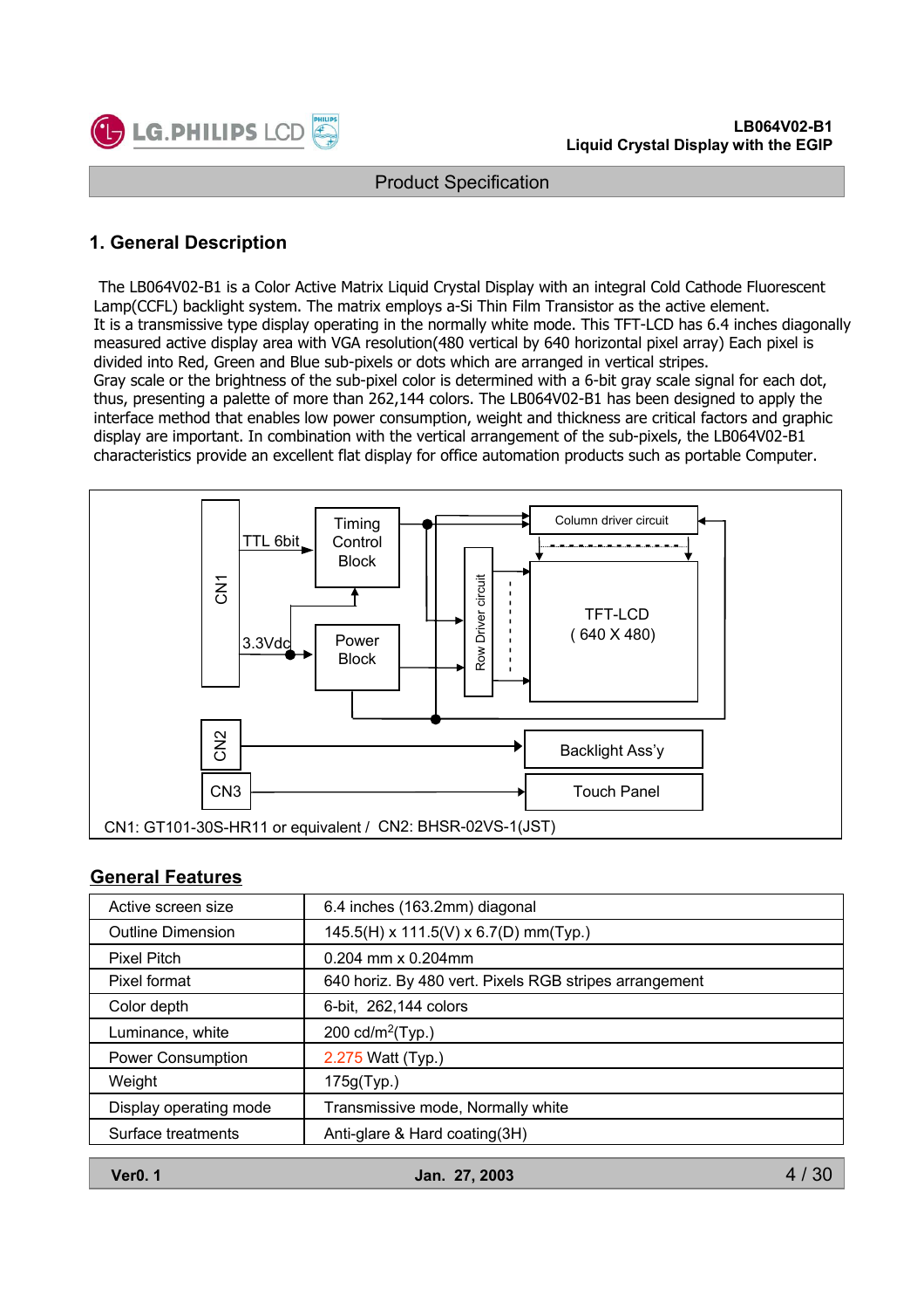# 1. General Description

The LB064V02-B1 is a Color Active Matrix Liquid Crystal Display with an integral Cold Cathode Fluorescent Lamp(CCFL) backlight system. The matrix employs a-Si Thin Film Transistor as the active element.
It is a transmissive type display operating in the normally white mode. This TFT-LCD has 6.4 inches diagonally measured active display area with VGA resolution(480 vertical by 640 horizontal pixel array) Each pixel is divided into Red, Green and Blue sub-pixels or dots which are arranged in vertical stripes.
Gray scale or the brightness of the sub-pixel color is determined with a 6-bit gray scale signal for each dot, thus, presenting a palette of more than 262,144 colors. The LB064V02-B1 has been designed to apply the interface method that enables low power consumption, weight and thickness are critical factors and graphic display are important. In combination with the vertical arrangement of the sub-pixels, the LB064V02-B1 characteristics provide an excellent flat display for office automation products such as portable Computer.

CN1 TTL 6bit Timing Control Block 3.3Vdc Power Block Row Driver circuit Column driver circuit TFT-LCD ( 640 X 480) CN2 Backlight Ass'y CN3 Touch Panel

CN1: GT101-30S-HR11 or equivalent / CN2: BHSR-02VS-1(JST)

## General Features

| | |
|---|---|
| Active screen size | 6.4 inches (163.2mm) diagonal |
| Outline Dimension | 145.5(H) x 111.5(V) x 6.7(D) mm(Typ.) |
| Pixel Pitch | 0.204 mm x 0.204mm |
| Pixel format | 640 horiz. By 480 vert. Pixels RGB stripes arrangement |
| Color depth | 6-bit, 262,144 colors |
| Luminance, white | 200 cd/m$^2$(Typ.) |
| Power Consumption | 2.275 Watt (Typ.) |
| Weight | 175g(Typ.) |
| Display operating mode | Transmissive mode, Normally white |
| Surface treatments | Anti-glare & Hard coating(3H) |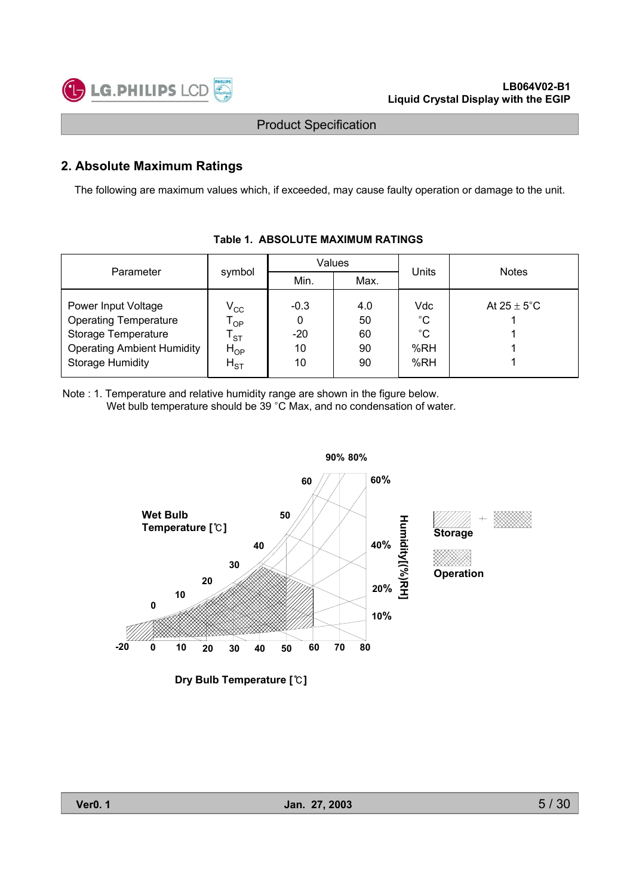## 2. Absolute Maximum Ratings

The following are maximum values which, if exceeded, may cause faulty operation or damage to the unit.

**Table 1. ABSOLUTE MAXIMUM RATINGS**

| Parameter | symbol | Values | | Units | Notes |
|---|---|---|---|---|---|
| | | Min. | Max. | | |
| Power Input Voltage | $V_{CC}$ | -0.3 | 4.0 | Vdc | At 25 ± 5°C |
| Operating Temperature | $T_{OP}$ | 0 | 50 | °C | 1 |
| Storage Temperature | $T_{ST}$ | -20 | 60 | °C | 1 |
| Operating Ambient Humidity | $H_{OP}$ | 10 | 90 | %RH | 1 |
| Storage Humidity | $H_{ST}$ | 10 | 90 | %RH | 1 |

Note : 1. Temperature and relative humidity range are shown in the figure below.
Wet bulb temperature should be 39 °C Max, and no condensation of water.

Wet Bulb Temperature [℃]

Humidity[(%)RH]

Storage

Operation

Dry Bulb Temperature [℃]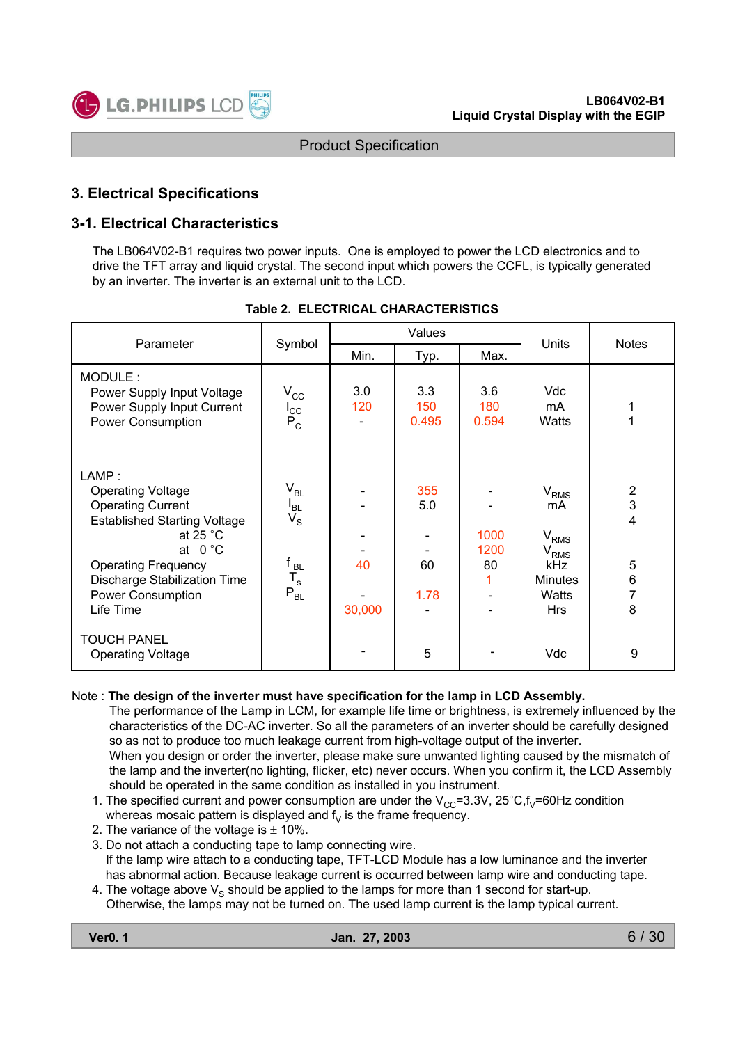## 3. Electrical Specifications

### 3-1. Electrical Characteristics

The LB064V02-B1 requires two power inputs. One is employed to power the LCD electronics and to drive the TFT array and liquid crystal. The second input which powers the CCFL, is typically generated by an inverter. The inverter is an external unit to the LCD.

**Table 2. ELECTRICAL CHARACTERISTICS**

| Parameter | Symbol | Values | | | Units | Notes |
|---|---|---|---|---|---|---|
| | | Min. | Typ. | Max. | | |
| MODULE : | | | | | | |
| Power Supply Input Voltage | $V_{CC}$ | 3.0 | 3.3 | 3.6 | Vdc | |
| Power Supply Input Current | $I_{CC}$ | 120 | 150 | 180 | mA | 1 |
| Power Consumption | $P_C$ | - | 0.495 | 0.594 | Watts | 1 |
| LAMP : | | | | | | |
| Operating Voltage | $V_{BL}$ | - | 355 | - | $V_{RMS}$ | 2 |
| Operating Current | $I_{BL}$ | - | 5.0 | - | mA | 3 |
| Established Starting Voltage | $V_S$ | | | | | 4 |
| at 25 °C | | - | - | 1000 | $V_{RMS}$ | |
| at 0 °C | | - | - | 1200 | $V_{RMS}$ | |
| Operating Frequency | $f_{BL}$ | 40 | 60 | 80 | kHz | 5 |
| Discharge Stabilization Time | $T_s$ | | | 1 | Minutes | 6 |
| Power Consumption | $P_{BL}$ | - | 1.78 | - | Watts | 7 |
| Life Time | | 30,000 | - | - | Hrs | 8 |
| TOUCH PANEL | | | | | | |
| Operating Voltage | | - | 5 | - | Vdc | 9 |

Note : **The design of the inverter must have specification for the lamp in LCD Assembly.**
The performance of the Lamp in LCM, for example life time or brightness, is extremely influenced by the characteristics of the DC-AC inverter. So all the parameters of an inverter should be carefully designed so as not to produce too much leakage current from high-voltage output of the inverter.
When you design or order the inverter, please make sure unwanted lighting caused by the mismatch of the lamp and the inverter(no lighting, flicker, etc) never occurs. When you confirm it, the LCD Assembly should be operated in the same condition as installed in you instrument.

1. The specified current and power consumption are under the $V_{CC}$=3.3V, 25°C,$f_V$=60Hz condition whereas mosaic pattern is displayed and $f_V$ is the frame frequency.
2. The variance of the voltage is ± 10%.
3. Do not attach a conducting tape to lamp connecting wire.
   If the lamp wire attach to a conducting tape, TFT-LCD Module has a low luminance and the inverter has abnormal action. Because leakage current is occurred between lamp wire and conducting tape.
4. The voltage above $V_S$ should be applied to the lamps for more than 1 second for start-up.
   Otherwise, the lamps may not be turned on. The used lamp current is the lamp typical current.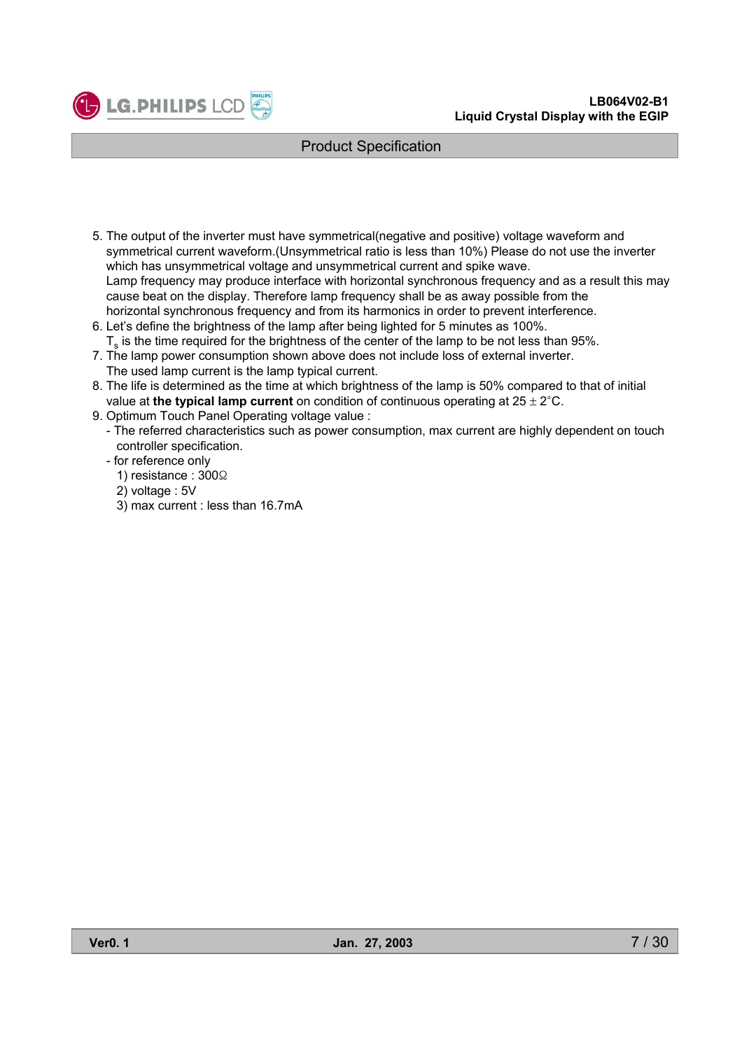5. The output of the inverter must have symmetrical(negative and positive) voltage waveform and symmetrical current waveform.(Unsymmetrical ratio is less than 10%) Please do not use the inverter which has unsymmetrical voltage and unsymmetrical current and spike wave.
   Lamp frequency may produce interface with horizontal synchronous frequency and as a result this may cause beat on the display. Therefore lamp frequency shall be as away possible from the horizontal synchronous frequency and from its harmonics in order to prevent interference.
6. Let's define the brightness of the lamp after being lighted for 5 minutes as 100%.
   $T_s$ is the time required for the brightness of the center of the lamp to be not less than 95%.
7. The lamp power consumption shown above does not include loss of external inverter.
   The used lamp current is the lamp typical current.
8. The life is determined as the time at which brightness of the lamp is 50% compared to that of initial value at **the typical lamp current** on condition of continuous operating at 25 ± 2°C.
9. Optimum Touch Panel Operating voltage value :
   - The referred characteristics such as power consumption, max current are highly dependent on touch controller specification.
   - for reference only
     1) resistance : 300Ω
     2) voltage : 5V
     3) max current : less than 16.7mA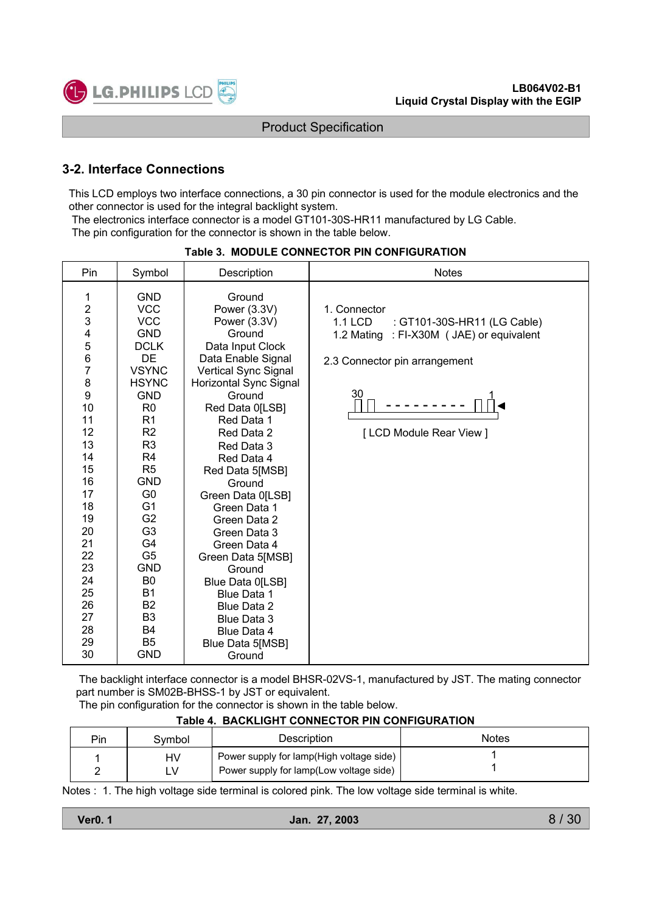## 3-2. Interface Connections

This LCD employs two interface connections, a 30 pin connector is used for the module electronics and the other connector is used for the integral backlight system.
The electronics interface connector is a model GT101-30S-HR11 manufactured by LG Cable.
The pin configuration for the connector is shown in the table below.

**Table 3. MODULE CONNECTOR PIN CONFIGURATION**

| Pin | Symbol | Description | Notes |
|---|---|---|---|
| 1 | GND | Ground | 1. Connector |
| 2 | VCC | Power (3.3V) | 1.1 LCD : GT101-30S-HR11 (LG Cable) |
| 3 | VCC | Power (3.3V) | 1.2 Mating : FI-X30M ( JAE) or equivalent |
| 4 | GND | Ground | |
| 5 | DCLK | Data Input Clock | 2.3 Connector pin arrangement |
| 6 | DE | Data Enable Signal | 30 ... 1 |
| 7 | VSYNC | Vertical Sync Signal | [ LCD Module Rear View ] |
| 8 | HSYNC | Horizontal Sync Signal | |
| 9 | GND | Ground | |
| 10 | R0 | Red Data 0[LSB] | |
| 11 | R1 | Red Data 1 | |
| 12 | R2 | Red Data 2 | |
| 13 | R3 | Red Data 3 | |
| 14 | R4 | Red Data 4 | |
| 15 | R5 | Red Data 5[MSB] | |
| 16 | GND | Ground | |
| 17 | G0 | Green Data 0[LSB] | |
| 18 | G1 | Green Data 1 | |
| 19 | G2 | Green Data 2 | |
| 20 | G3 | Green Data 3 | |
| 21 | G4 | Green Data 4 | |
| 22 | G5 | Green Data 5[MSB] | |
| 23 | GND | Ground | |
| 24 | B0 | Blue Data 0[LSB] | |
| 25 | B1 | Blue Data 1 | |
| 26 | B2 | Blue Data 2 | |
| 27 | B3 | Blue Data 3 | |
| 28 | B4 | Blue Data 4 | |
| 29 | B5 | Blue Data 5[MSB] | |
| 30 | GND | Ground | |

The backlight interface connector is a model BHSR-02VS-1, manufactured by JST. The mating connector part number is SM02B-BHSS-1 by JST or equivalent.
The pin configuration for the connector is shown in the table below.

**Table 4. BACKLIGHT CONNECTOR PIN CONFIGURATION**

| Pin | Symbol | Description | Notes |
|---|---|---|---|
| 1 | HV | Power supply for lamp(High voltage side) | 1 |
| 2 | LV | Power supply for lamp(Low voltage side) | 1 |

Notes : 1. The high voltage side terminal is colored pink. The low voltage side terminal is white.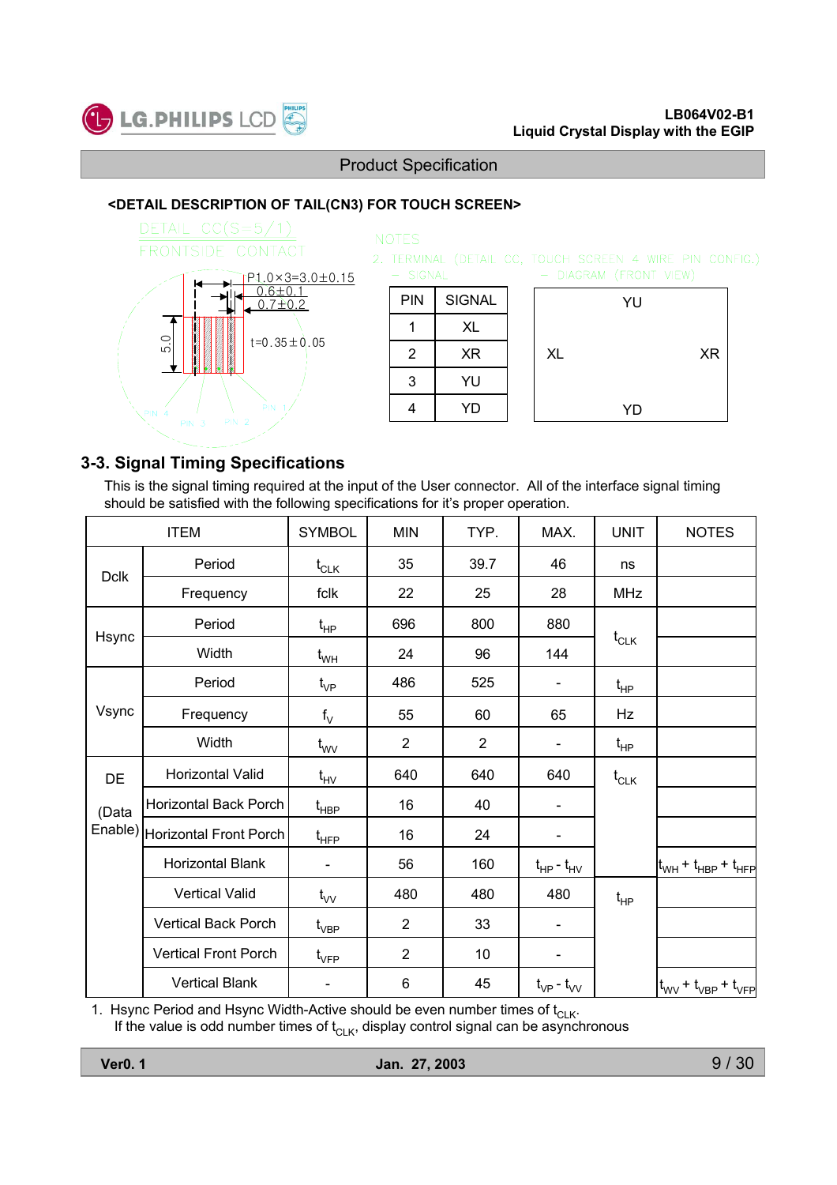**<DETAIL DESCRIPTION OF TAIL(CN3) FOR TOUCH SCREEN>**

DETAIL CC(S=5/1)
FRONTSIDE CONTACT

P1.0×3=3.0±0.15
0.6±0.1
0.7±0.2
5.0
t=0.35±0.05
PIN 4 PIN 3 PIN 2 PIN 1

NOTES
2. TERMINAL (DETAIL CC) TOUCH SCREEN 4 WIRE PIN CONFIG.)
– SIGNAL – DIAGRAM (FRONT VIEW)

| PIN | SIGNAL |
|---|---|
| 1 | XL |
| 2 | XR |
| 3 | YU |
| 4 | YD |

YU
XL XR
YD

## 3-3. Signal Timing Specifications

This is the signal timing required at the input of the User connector. All of the interface signal timing should be satisfied with the following specifications for it's proper operation.

| ITEM | | SYMBOL | MIN | TYP. | MAX. | UNIT | NOTES |
|---|---|---|---|---|---|---|---|
| Dclk | Period | $t_{CLK}$ | 35 | 39.7 | 46 | ns | |
| | Frequency | fclk | 22 | 25 | 28 | MHz | |
| Hsync | Period | $t_{HP}$ | 696 | 800 | 880 | $t_{CLK}$ | |
| | Width | $t_{WH}$ | 24 | 96 | 144 | | |
| Vsync | Period | $t_{VP}$ | 486 | 525 | - | $t_{HP}$ | |
| | Frequency | $f_V$ | 55 | 60 | 65 | Hz | |
| | Width | $t_{WV}$ | 2 | 2 | - | $t_{HP}$ | |
| DE (Data Enable) | Horizontal Valid | $t_{HV}$ | 640 | 640 | 640 | $t_{CLK}$ | |
| | Horizontal Back Porch | $t_{HBP}$ | 16 | 40 | - | | |
| | Horizontal Front Porch | $t_{HFP}$ | 16 | 24 | - | | |
| | Horizontal Blank | - | 56 | 160 | $t_{HP}$ - $t_{HV}$ | | $t_{WH}$ + $t_{HBP}$ + $t_{HFP}$ |
| | Vertical Valid | $t_{VV}$ | 480 | 480 | 480 | $t_{HP}$ | |
| | Vertical Back Porch | $t_{VBP}$ | 2 | 33 | - | | |
| | Vertical Front Porch | $t_{VFP}$ | 2 | 10 | - | | |
| | Vertical Blank | - | 6 | 45 | $t_{VP}$ - $t_{VV}$ | | $t_{WV}$ + $t_{VBP}$ + $t_{VFP}$ |

1. Hsync Period and Hsync Width-Active should be even number times of $t_{CLK}$.
   If the value is odd number times of $t_{CLK}$, display control signal can be asynchronous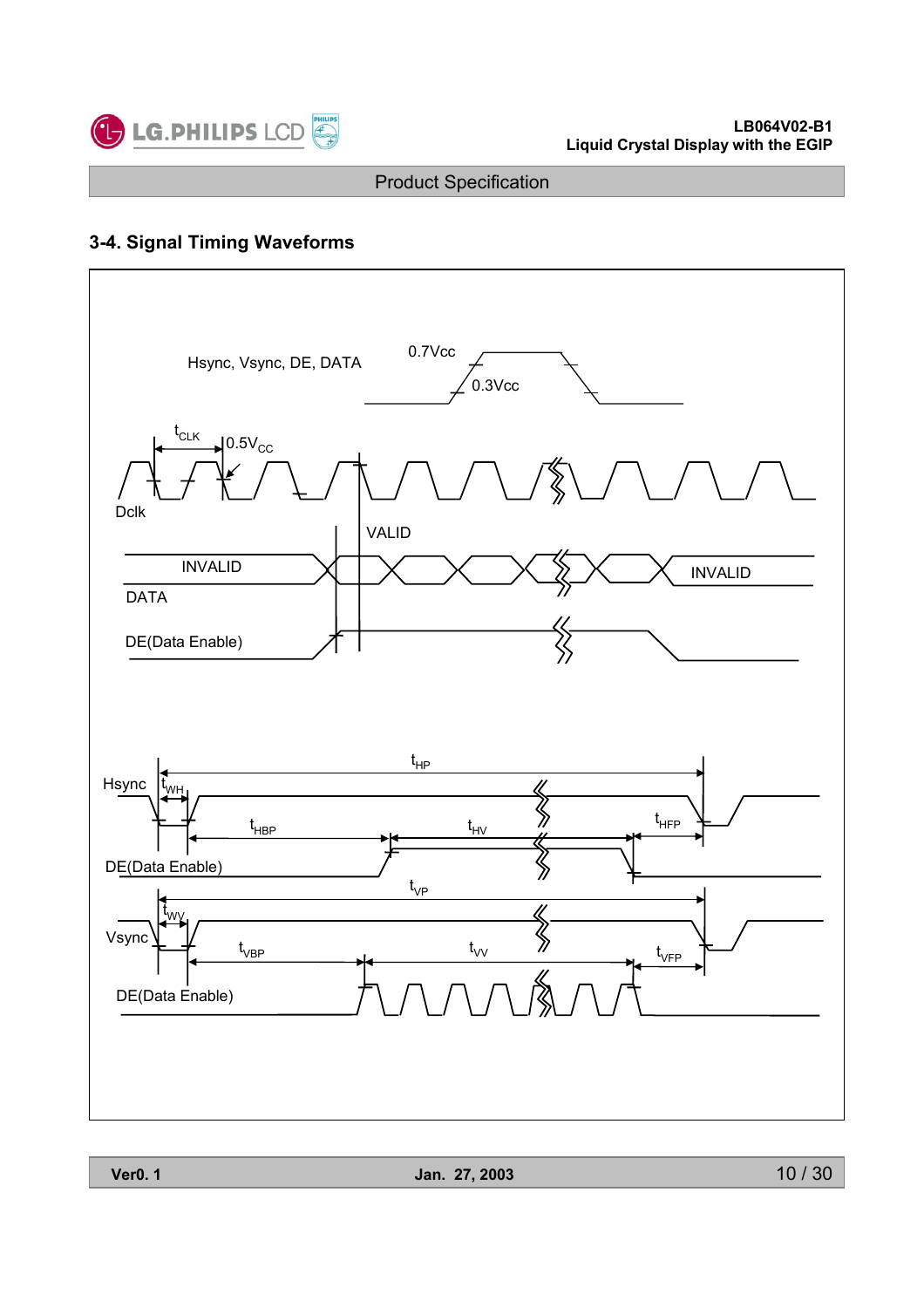## 3-4. Signal Timing Waveforms

Hsync, Vsync, DE, DATA

0.7Vcc

0.3Vcc

$t_{CLK}$

$0.5V_{CC}$

Dclk

VALID

INVALID

DATA

INVALID

DE(Data Enable)

$t_{HP}$

Hsync

$t_{WH}$

$t_{HBP}$

$t_{HV}$

$t_{HFP}$

DE(Data Enable)

$t_{VP}$

$t_{WV}$

Vsync

$t_{VBP}$

$t_{VV}$

$t_{VFP}$

DE(Data Enable)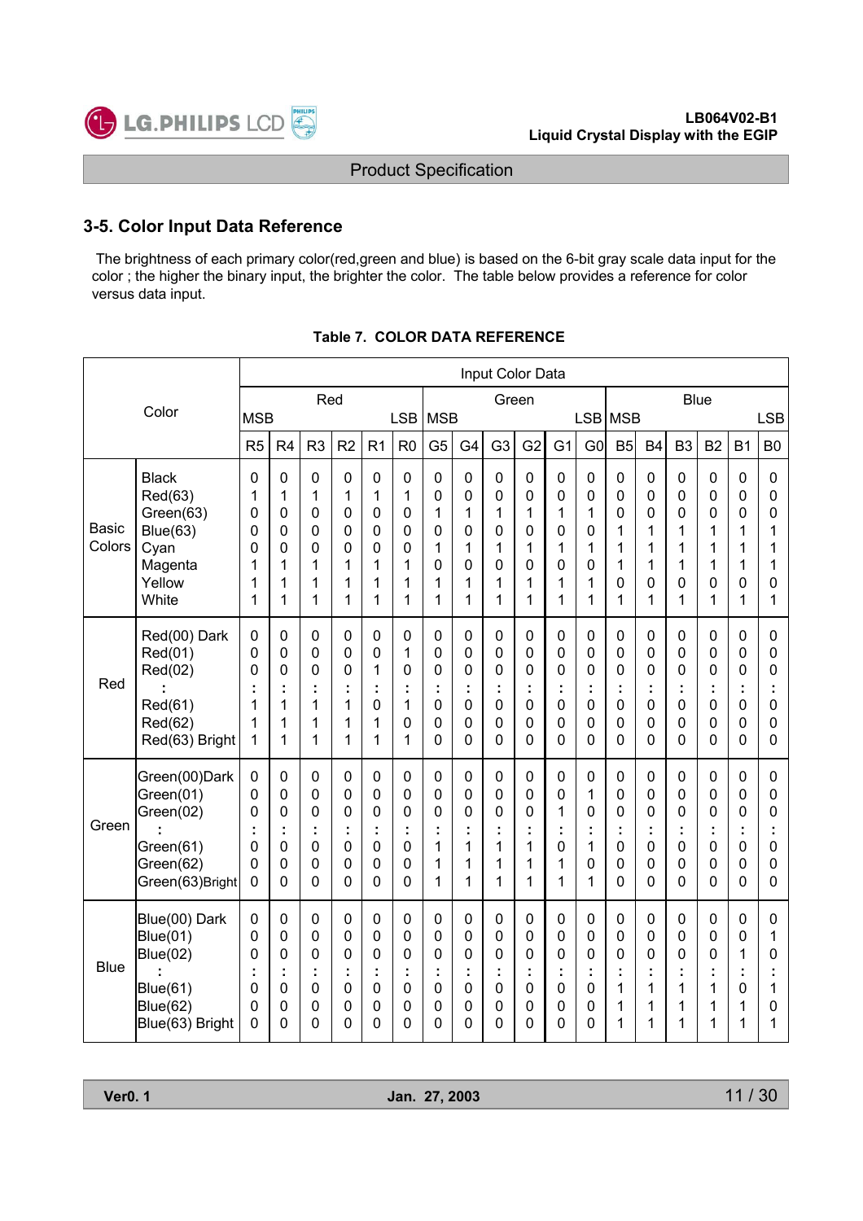## 3-5. Color Input Data Reference

The brightness of each primary color(red,green and blue) is based on the 6-bit gray scale data input for the color ; the higher the binary input, the brighter the color. The table below provides a reference for color versus data input.

**Table 7. COLOR DATA REFERENCE**

| Color | | Input Color Data | | | | | | | | | | | | | | | | | |
|---|---|---|---|---|---|---|---|---|---|---|---|---|---|---|---|---|---|---|---|
| | | Red | | | | | | Green | | | | | | Blue | | | | | |
| | | MSB | | | | | LSB | MSB | | | | | LSB | MSB | | | | | LSB |
| | | R5 | R4 | R3 | R2 | R1 | R0 | G5 | G4 | G3 | G2 | G1 | G0 | B5 | B4 | B3 | B2 | B1 | B0 |
| Basic Colors | Black | 0 | 0 | 0 | 0 | 0 | 0 | 0 | 0 | 0 | 0 | 0 | 0 | 0 | 0 | 0 | 0 | 0 | 0 |
| | Red(63) | 1 | 1 | 1 | 1 | 1 | 1 | 0 | 0 | 0 | 0 | 0 | 0 | 0 | 0 | 0 | 0 | 0 | 0 |
| | Green(63) | 0 | 0 | 0 | 0 | 0 | 0 | 1 | 1 | 1 | 1 | 1 | 1 | 0 | 0 | 0 | 0 | 0 | 0 |
| | Blue(63) | 0 | 0 | 0 | 0 | 0 | 0 | 0 | 0 | 0 | 0 | 0 | 0 | 1 | 1 | 1 | 1 | 1 | 1 |
| | Cyan | 0 | 0 | 0 | 0 | 0 | 0 | 1 | 1 | 1 | 1 | 1 | 1 | 1 | 1 | 1 | 1 | 1 | 1 |
| | Magenta | 1 | 1 | 1 | 1 | 1 | 1 | 0 | 0 | 0 | 0 | 0 | 0 | 1 | 1 | 1 | 1 | 1 | 1 |
| | Yellow | 1 | 1 | 1 | 1 | 1 | 1 | 1 | 1 | 1 | 1 | 1 | 1 | 0 | 0 | 0 | 0 | 0 | 0 |
| | White | 1 | 1 | 1 | 1 | 1 | 1 | 1 | 1 | 1 | 1 | 1 | 1 | 1 | 1 | 1 | 1 | 1 | 1 |
| Red | Red(00) Dark | 0 | 0 | 0 | 0 | 0 | 0 | 0 | 0 | 0 | 0 | 0 | 0 | 0 | 0 | 0 | 0 | 0 | 0 |
| | Red(01) | 0 | 0 | 0 | 0 | 0 | 1 | 0 | 0 | 0 | 0 | 0 | 0 | 0 | 0 | 0 | 0 | 0 | 0 |
| | Red(02) | 0 | 0 | 0 | 0 | 1 | 0 | 0 | 0 | 0 | 0 | 0 | 0 | 0 | 0 | 0 | 0 | 0 | 0 |
| | : | : | : | : | : | : | : | : | : | : | : | : | : | : | : | : | : | : | : |
| | Red(61) | 1 | 1 | 1 | 1 | 0 | 1 | 0 | 0 | 0 | 0 | 0 | 0 | 0 | 0 | 0 | 0 | 0 | 0 |
| | Red(62) | 1 | 1 | 1 | 1 | 1 | 0 | 0 | 0 | 0 | 0 | 0 | 0 | 0 | 0 | 0 | 0 | 0 | 0 |
| | Red(63) Bright | 1 | 1 | 1 | 1 | 1 | 1 | 0 | 0 | 0 | 0 | 0 | 0 | 0 | 0 | 0 | 0 | 0 | 0 |
| Green | Green(00)Dark | 0 | 0 | 0 | 0 | 0 | 0 | 0 | 0 | 0 | 0 | 0 | 0 | 0 | 0 | 0 | 0 | 0 | 0 |
| | Green(01) | 0 | 0 | 0 | 0 | 0 | 0 | 0 | 0 | 0 | 0 | 0 | 1 | 0 | 0 | 0 | 0 | 0 | 0 |
| | Green(02) | 0 | 0 | 0 | 0 | 0 | 0 | 0 | 0 | 0 | 0 | 1 | 0 | 0 | 0 | 0 | 0 | 0 | 0 |
| | : | : | : | : | : | : | : | : | : | : | : | : | : | : | : | : | : | : | : |
| | Green(61) | 0 | 0 | 0 | 0 | 0 | 0 | 1 | 1 | 1 | 1 | 0 | 1 | 0 | 0 | 0 | 0 | 0 | 0 |
| | Green(62) | 0 | 0 | 0 | 0 | 0 | 0 | 1 | 1 | 1 | 1 | 1 | 0 | 0 | 0 | 0 | 0 | 0 | 0 |
| | Green(63)Bright | 0 | 0 | 0 | 0 | 0 | 0 | 1 | 1 | 1 | 1 | 1 | 1 | 0 | 0 | 0 | 0 | 0 | 0 |
| Blue | Blue(00) Dark | 0 | 0 | 0 | 0 | 0 | 0 | 0 | 0 | 0 | 0 | 0 | 0 | 0 | 0 | 0 | 0 | 0 | 0 |
| | Blue(01) | 0 | 0 | 0 | 0 | 0 | 0 | 0 | 0 | 0 | 0 | 0 | 0 | 0 | 0 | 0 | 0 | 0 | 1 |
| | Blue(02) | 0 | 0 | 0 | 0 | 0 | 0 | 0 | 0 | 0 | 0 | 0 | 0 | 0 | 0 | 0 | 0 | 1 | 0 |
| | : | : | : | : | : | : | : | : | : | : | : | : | : | : | : | : | : | : | : |
| | Blue(61) | 0 | 0 | 0 | 0 | 0 | 0 | 0 | 0 | 0 | 0 | 0 | 0 | 1 | 1 | 1 | 1 | 0 | 1 |
| | Blue(62) | 0 | 0 | 0 | 0 | 0 | 0 | 0 | 0 | 0 | 0 | 0 | 0 | 1 | 1 | 1 | 1 | 1 | 0 |
| | Blue(63) Bright | 0 | 0 | 0 | 0 | 0 | 0 | 0 | 0 | 0 | 0 | 0 | 0 | 1 | 1 | 1 | 1 | 1 | 1 |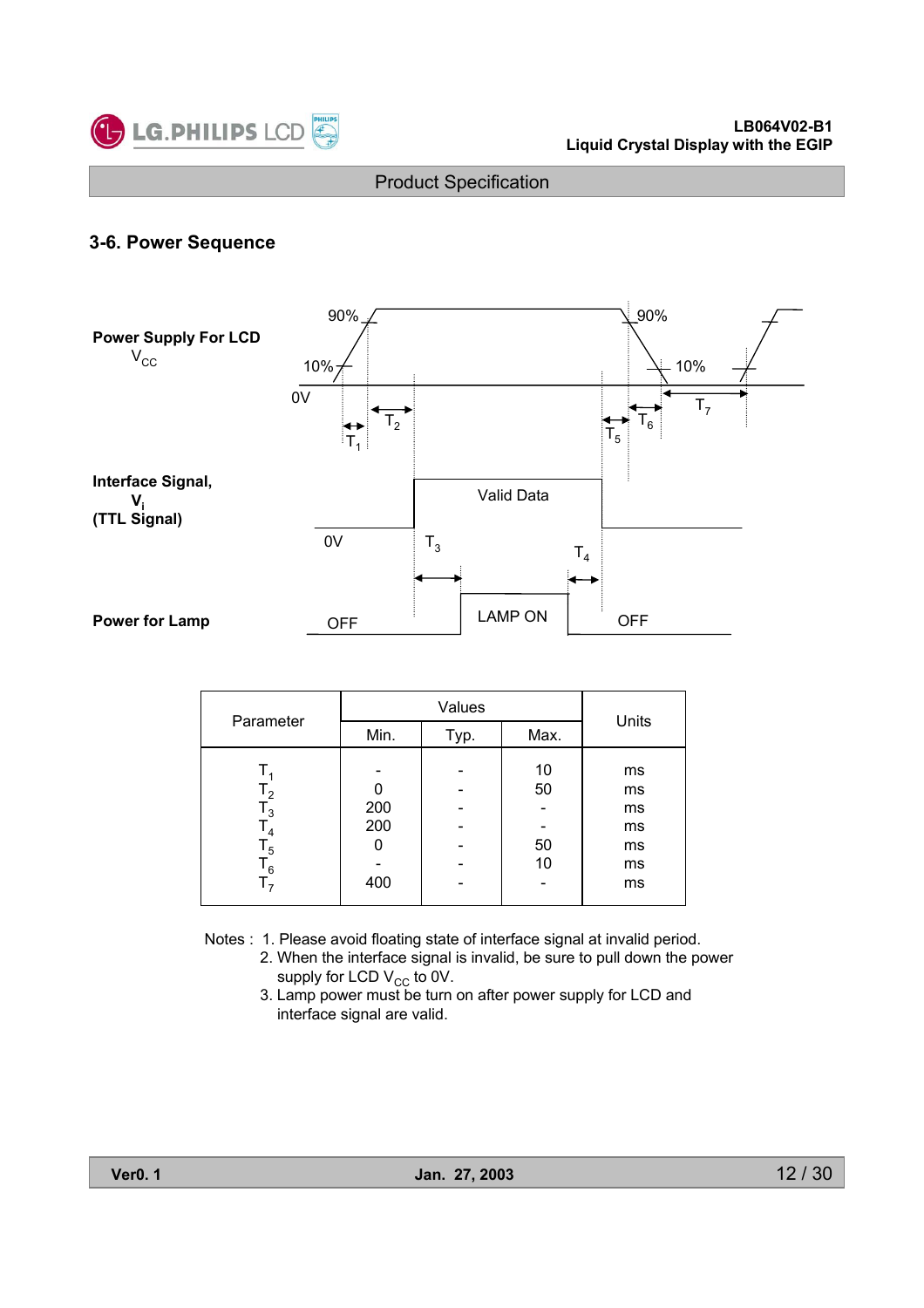## 3-6. Power Sequence

| Parameter | Values | | | Units |
|---|---|---|---|---|
| | Min. | Typ. | Max. | |
| $T_1$ | - | - | 10 | ms |
| $T_2$ | 0 | - | 50 | ms |
| $T_3$ | 200 | - | - | ms |
| $T_4$ | 200 | - | - | ms |
| $T_5$ | 0 | - | 50 | ms |
| $T_6$ | - | - | 10 | ms |
| $T_7$ | 400 | - | - | ms |

Notes : 1. Please avoid floating state of interface signal at invalid period.
2. When the interface signal is invalid, be sure to pull down the power supply for LCD $V_{CC}$ to 0V.
3. Lamp power must be turn on after power supply for LCD and interface signal are valid.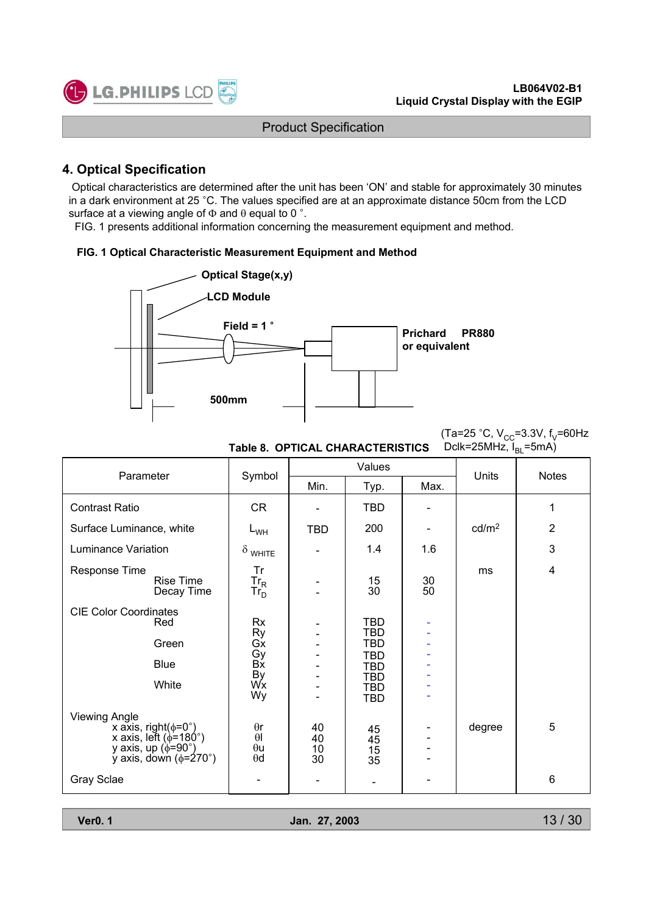## 4. Optical Specification

Optical characteristics are determined after the unit has been 'ON' and stable for approximately 30 minutes in a dark environment at 25 °C. The values specified are at an approximate distance 50cm from the LCD surface at a viewing angle of Φ and θ equal to 0 °.

FIG. 1 presents additional information concerning the measurement equipment and method.

**FIG. 1 Optical Characteristic Measurement Equipment and Method**

Optical Stage(x,y)

LCD Module

Field = 1 °

Prichard PR880 or equivalent

500mm

**Table 8. OPTICAL CHARACTERISTICS**

(Ta=25 °C, $V_{CC}$=3.3V, $f_V$=60Hz Dclk=25MHz, $I_{BL}$=5mA)

| Parameter | Symbol | Values | | | Units | Notes |
|---|---|---|---|---|---|---|
| | | Min. | Typ. | Max. | | |
| Contrast Ratio | CR | - | TBD | - | | 1 |
| Surface Luminance, white | $L_{WH}$ | TBD | 200 | - | cd/m² | 2 |
| Luminance Variation | $\delta_{WHITE}$ | - | 1.4 | 1.6 | | 3 |
| Response Time | Tr | | | | ms | 4 |
| Rise Time | $Tr_R$ | - | 15 | 30 | | |
| Decay Time | $Tr_D$ | - | 30 | 50 | | |
| CIE Color Coordinates | | | | | | |
| Red | Rx | - | TBD | - | | |
| | Ry | - | TBD | - | | |
| Green | Gx | - | TBD | - | | |
| | Gy | - | TBD | - | | |
| Blue | Bx | - | TBD | - | | |
| | By | - | TBD | - | | |
| White | Wx | - | TBD | - | | |
| | Wy | - | TBD | - | | |
| Viewing Angle | | | | | | |
| x axis, right(φ=0°) | θr | 40 | 45 | - | degree | 5 |
| x axis, left (φ=180°) | θl | 40 | 45 | - | | |
| y axis, up (φ=90°) | θu | 10 | 15 | - | | |
| y axis, down (φ=270°) | θd | 30 | 35 | - | | |
| Gray Sclae | - | - | - | - | | 6 |

Ver0. 1 Jan. 27, 2003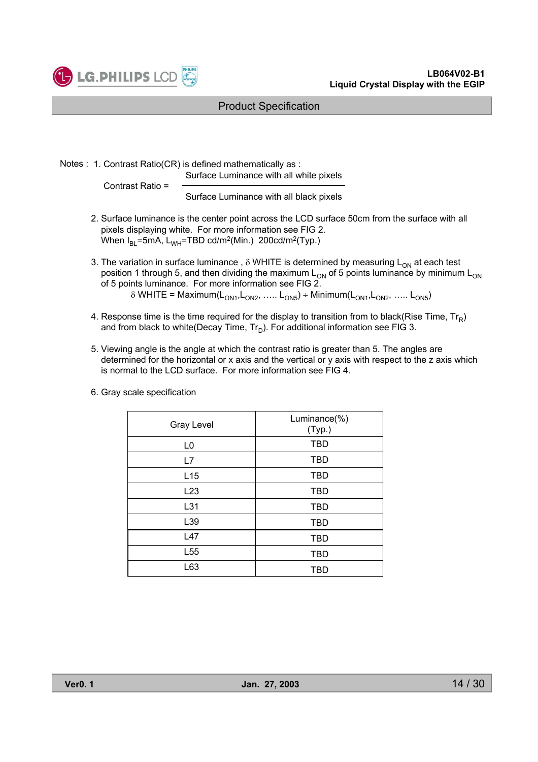Notes : 1. Contrast Ratio(CR) is defined mathematically as :

$$\text{Contrast Ratio} = \frac{\text{Surface Luminance with all white pixels}}{\text{Surface Luminance with all black pixels}}$$

2. Surface luminance is the center point across the LCD surface 50cm from the surface with all pixels displaying white. For more information see FIG 2.
   When $I_{BL}$=5mA, $L_{WH}$=TBD cd/m$^2$(Min.) 200cd/m$^2$(Typ.)

3. The variation in surface luminance , $\delta$ WHITE is determined by measuring $L_{ON}$ at each test position 1 through 5, and then dividing the maximum $L_{ON}$ of 5 points luminance by minimum $L_{ON}$ of 5 points luminance. For more information see FIG 2.

   $$\delta \text{ WHITE} = \text{Maximum}(L_{ON1}, L_{ON2}, \ldots\ldots L_{ON5}) \div \text{Minimum}(L_{ON1}, L_{ON2}, \ldots\ldots L_{ON5})$$

4. Response time is the time required for the display to transition from to black(Rise Time, $Tr_R$) and from black to white(Decay Time, $Tr_D$). For additional information see FIG 3.

5. Viewing angle is the angle at which the contrast ratio is greater than 5. The angles are determined for the horizontal or x axis and the vertical or y axis with respect to the z axis which is normal to the LCD surface. For more information see FIG 4.

6. Gray scale specification

| Gray Level | Luminance(%) (Typ.) |
|---|---|
| L0 | TBD |
| L7 | TBD |
| L15 | TBD |
| L23 | TBD |
| L31 | TBD |
| L39 | TBD |
| L47 | TBD |
| L55 | TBD |
| L63 | TBD |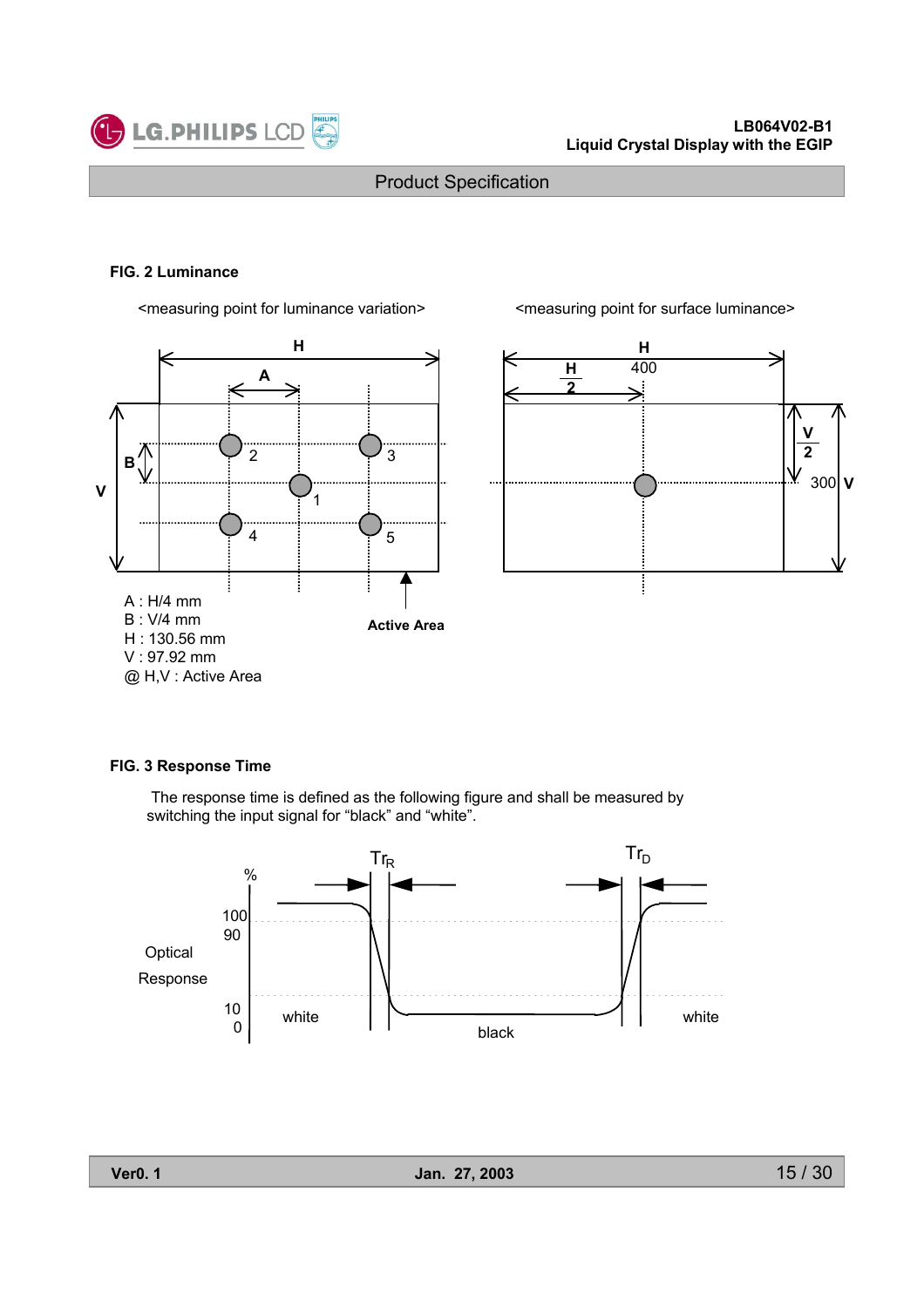**FIG. 2 Luminance**

<measuring point for luminance variation>

<measuring point for surface luminance>

A : H/4 mm
B : V/4 mm
H : 130.56 mm
V : 97.92 mm
@ H,V : Active Area

**Active Area**

**FIG. 3 Response Time**

The response time is defined as the following figure and shall be measured by switching the input signal for "black" and "white".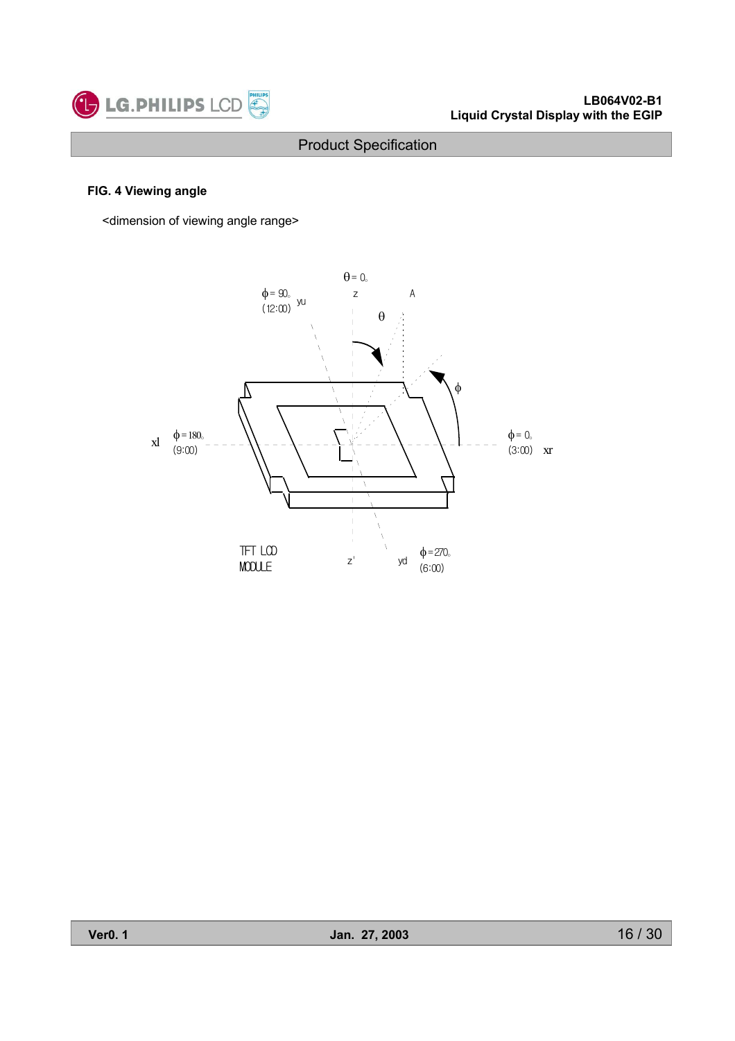**FIG. 4 Viewing angle**

<dimension of viewing angle range>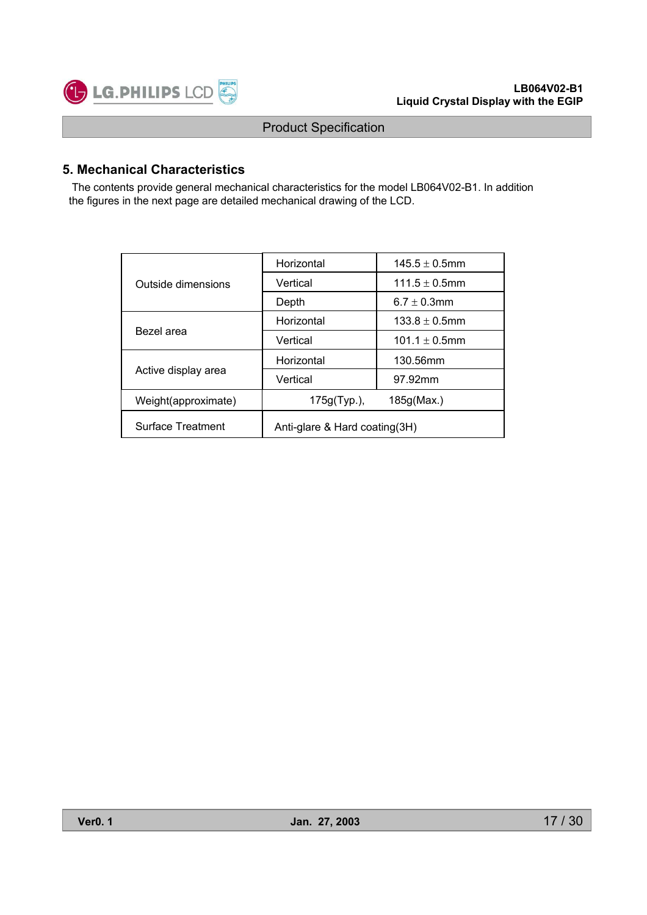## 5. Mechanical Characteristics

The contents provide general mechanical characteristics for the model LB064V02-B1. In addition the figures in the next page are detailed mechanical drawing of the LCD.

| | | |
|---|---|---|
| Outside dimensions | Horizontal | 145.5 ± 0.5mm |
| | Vertical | 111.5 ± 0.5mm |
| | Depth | 6.7 ± 0.3mm |
| Bezel area | Horizontal | 133.8 ± 0.5mm |
| | Vertical | 101.1 ± 0.5mm |
| Active display area | Horizontal | 130.56mm |
| | Vertical | 97.92mm |
| Weight(approximate) | 175g(Typ.), 185g(Max.) | |
| Surface Treatment | Anti-glare & Hard coating(3H) | |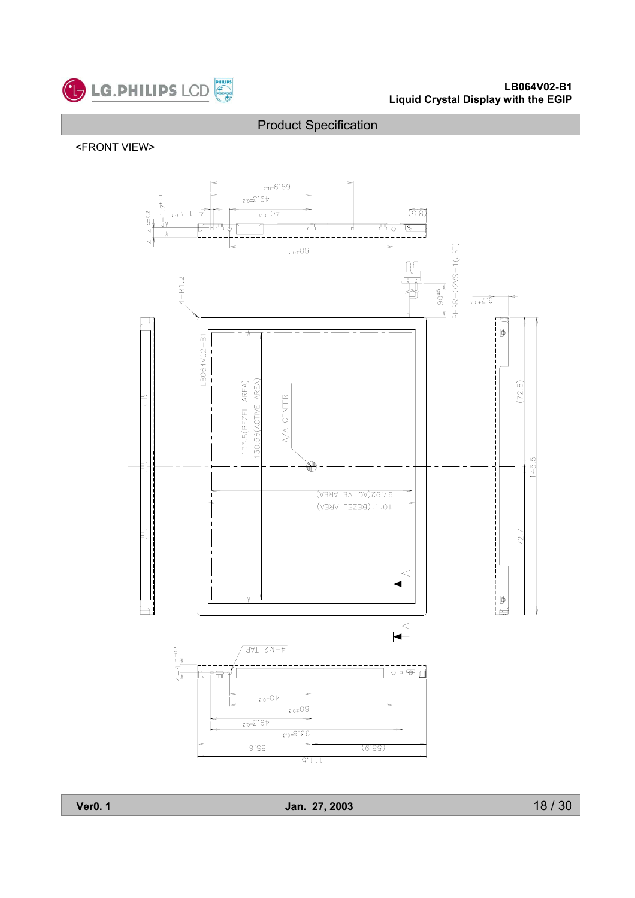## Product Specification

<FRONT VIEW>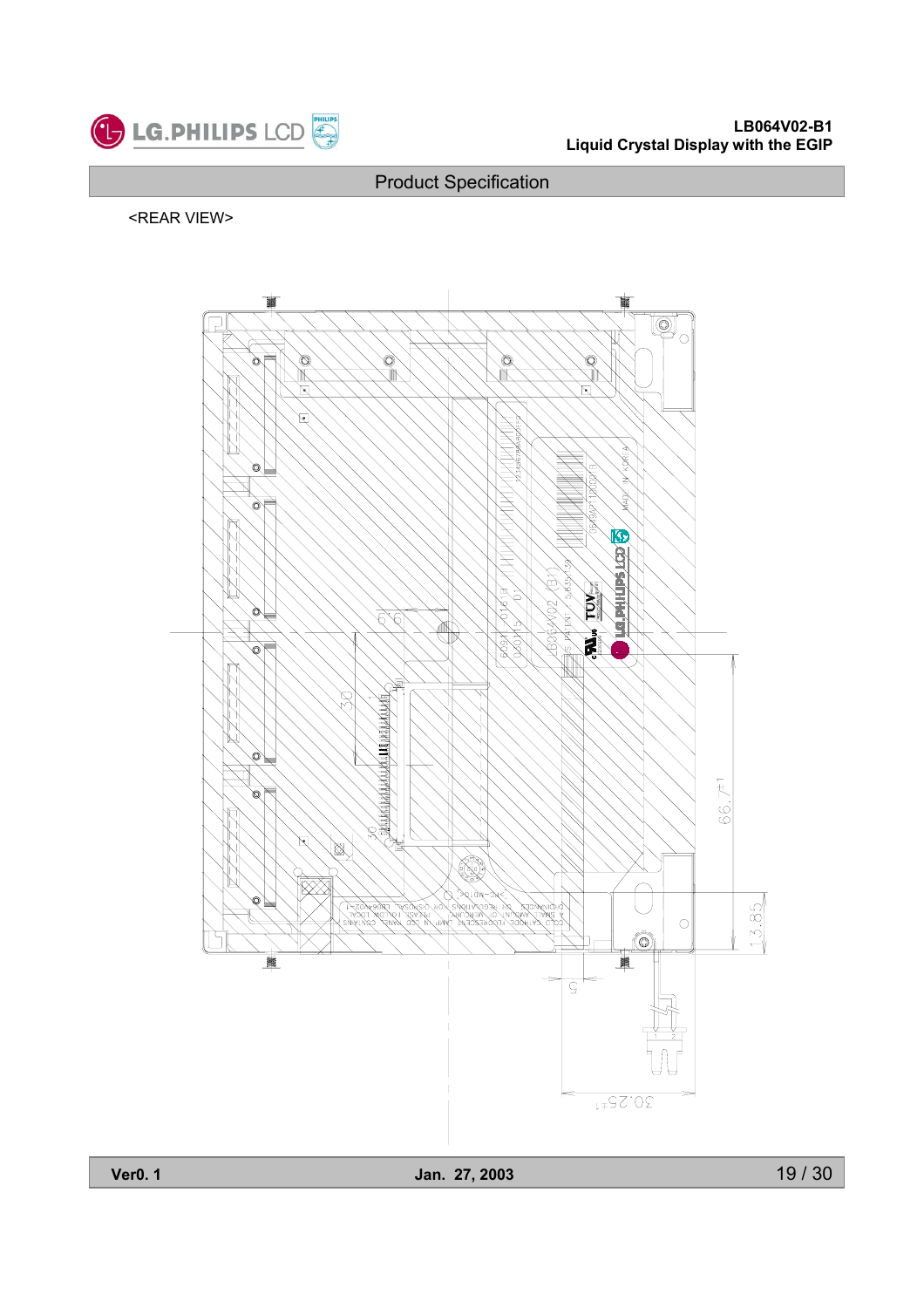<REAR VIEW>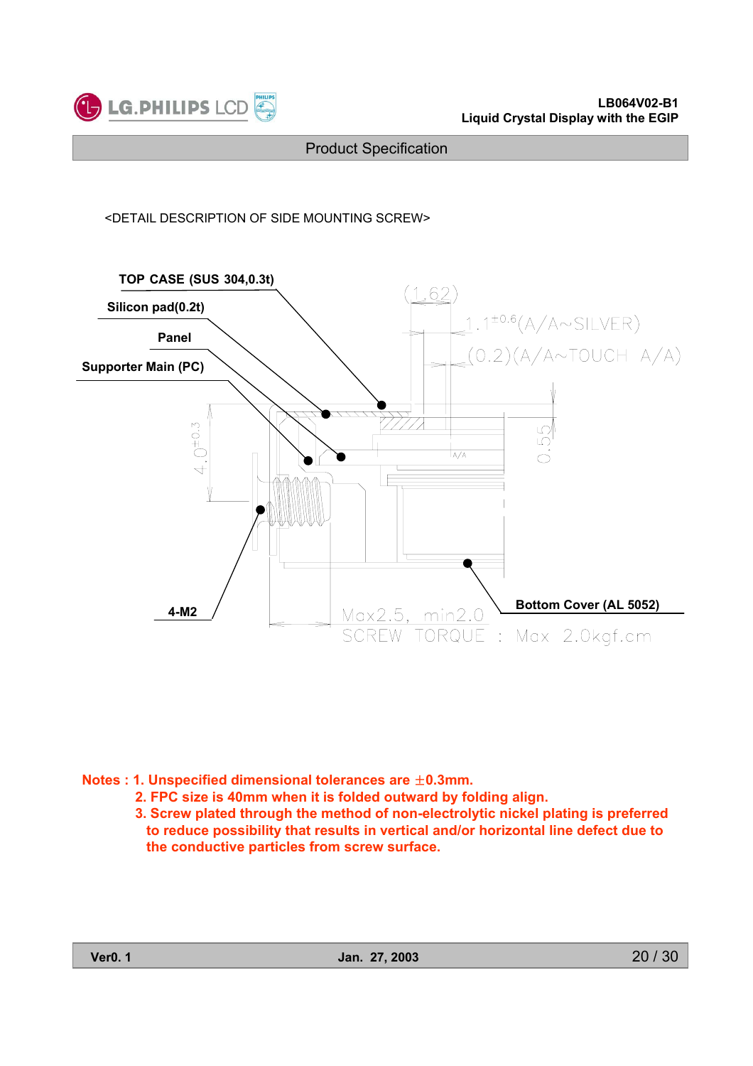<DETAIL DESCRIPTION OF SIDE MOUNTING SCREW>

TOP CASE (SUS 304,0.3t)

Silicon pad(0.2t)

Panel

Supporter Main (PC)

4-M2

Bottom Cover (AL 5052)

(1.62)

$1.1^{\pm 0.6}$(A/A~SILVER)

(0.2)(A/A~TOUCH A/A)

$4.0^{\pm 0.3}$

0.55

A/A

Max2.5, min2.0

SCREW TORQUE : Max 2.0kgf.cm

**Notes : 1. Unspecified dimensional tolerances are ±0.3mm.**

**2. FPC size is 40mm when it is folded outward by folding align.**

**3. Screw plated through the method of non-electrolytic nickel plating is preferred to reduce possibility that results in vertical and/or horizontal line defect due to the conductive particles from screw surface.**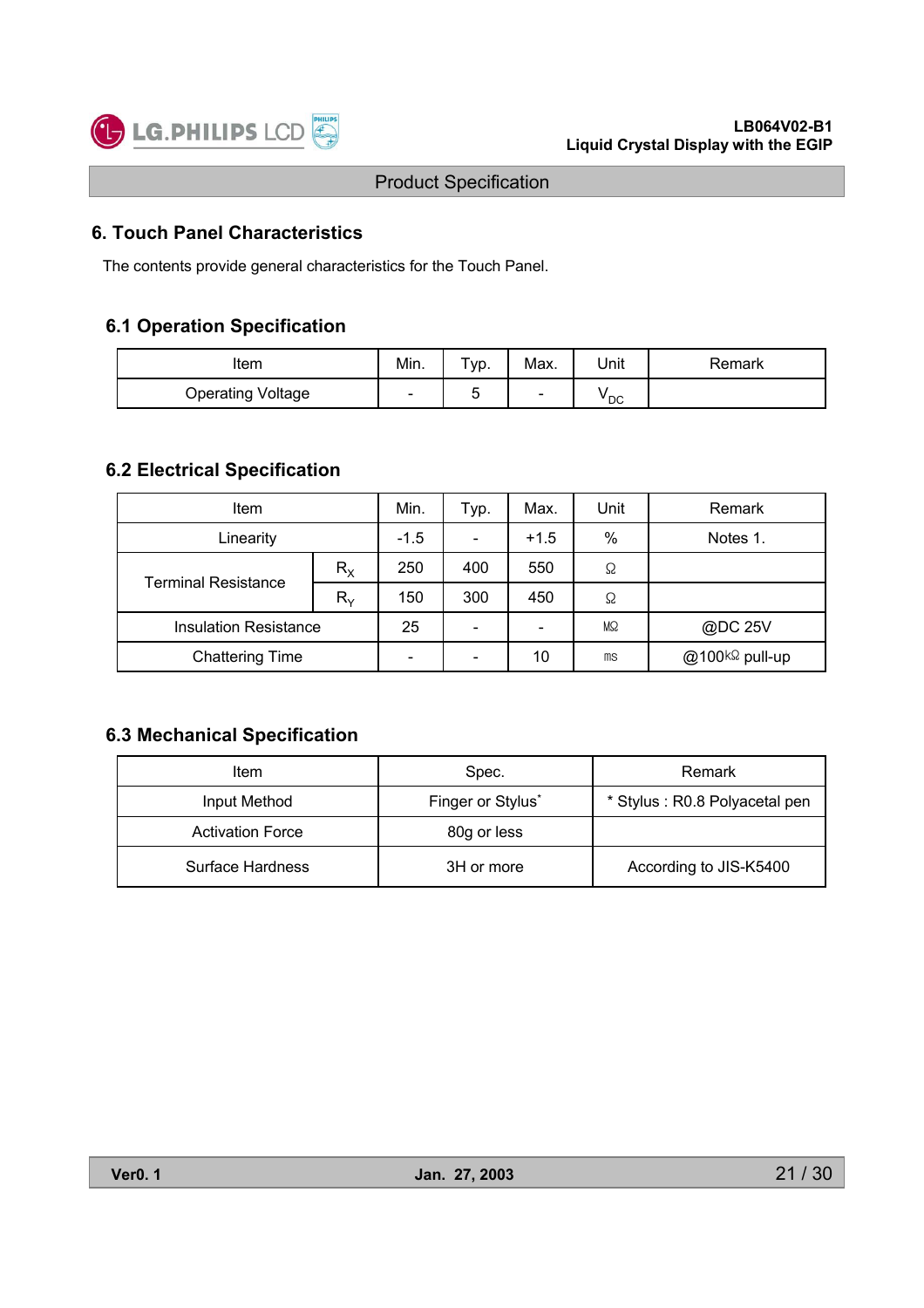## 6. Touch Panel Characteristics

The contents provide general characteristics for the Touch Panel.

### 6.1 Operation Specification

| Item | Min. | Typ. | Max. | Unit | Remark |
|---|---|---|---|---|---|
| Operating Voltage | - | 5 | - | $V_{DC}$ | |

### 6.2 Electrical Specification

| Item | | Min. | Typ. | Max. | Unit | Remark |
|---|---|---|---|---|---|---|
| Linearity | | -1.5 | - | +1.5 | % | Notes 1. |
| Terminal Resistance | $R_X$ | 250 | 400 | 550 | Ω | |
| | $R_Y$ | 150 | 300 | 450 | Ω | |
| Insulation Resistance | | 25 | - | - | MΩ | @DC 25V |
| Chattering Time | | - | - | 10 | ms | @100kΩ pull-up |

### 6.3 Mechanical Specification

| Item | Spec. | Remark |
|---|---|---|
| Input Method | Finger or Stylus* | * Stylus : R0.8 Polyacetal pen |
| Activation Force | 80g or less | |
| Surface Hardness | 3H or more | According to JIS-K5400 |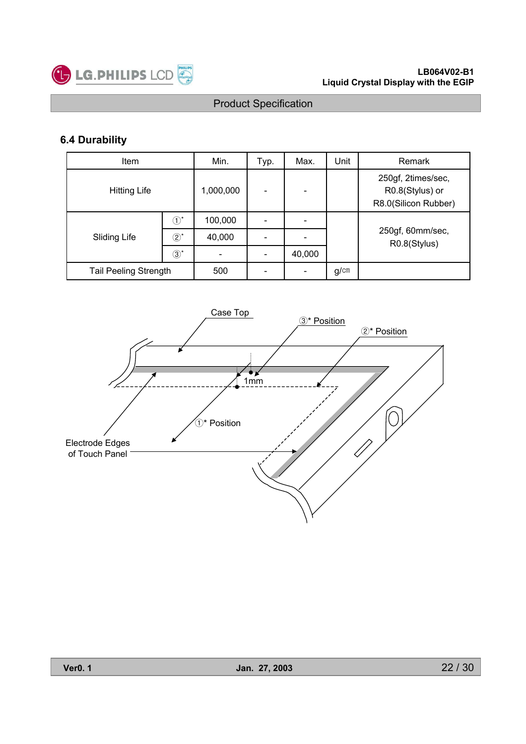## 6.4 Durability

| Item | | Min. | Typ. | Max. | Unit | Remark |
|---|---|---|---|---|---|---|
| Hitting Life | | 1,000,000 | - | - | | 250gf, 2times/sec, R0.8(Stylus) or R8.0(Silicon Rubber) |
| Sliding Life | ①* | 100,000 | - | - | | 250gf, 60mm/sec, R0.8(Stylus) |
| | ②* | 40,000 | - | - | | |
| | ③* | - | - | 40,000 | | |
| Tail Peeling Strength | | 500 | - | - | g/cm | |

Case Top

③* Position

②* Position

1mm

①* Position

Electrode Edges of Touch Panel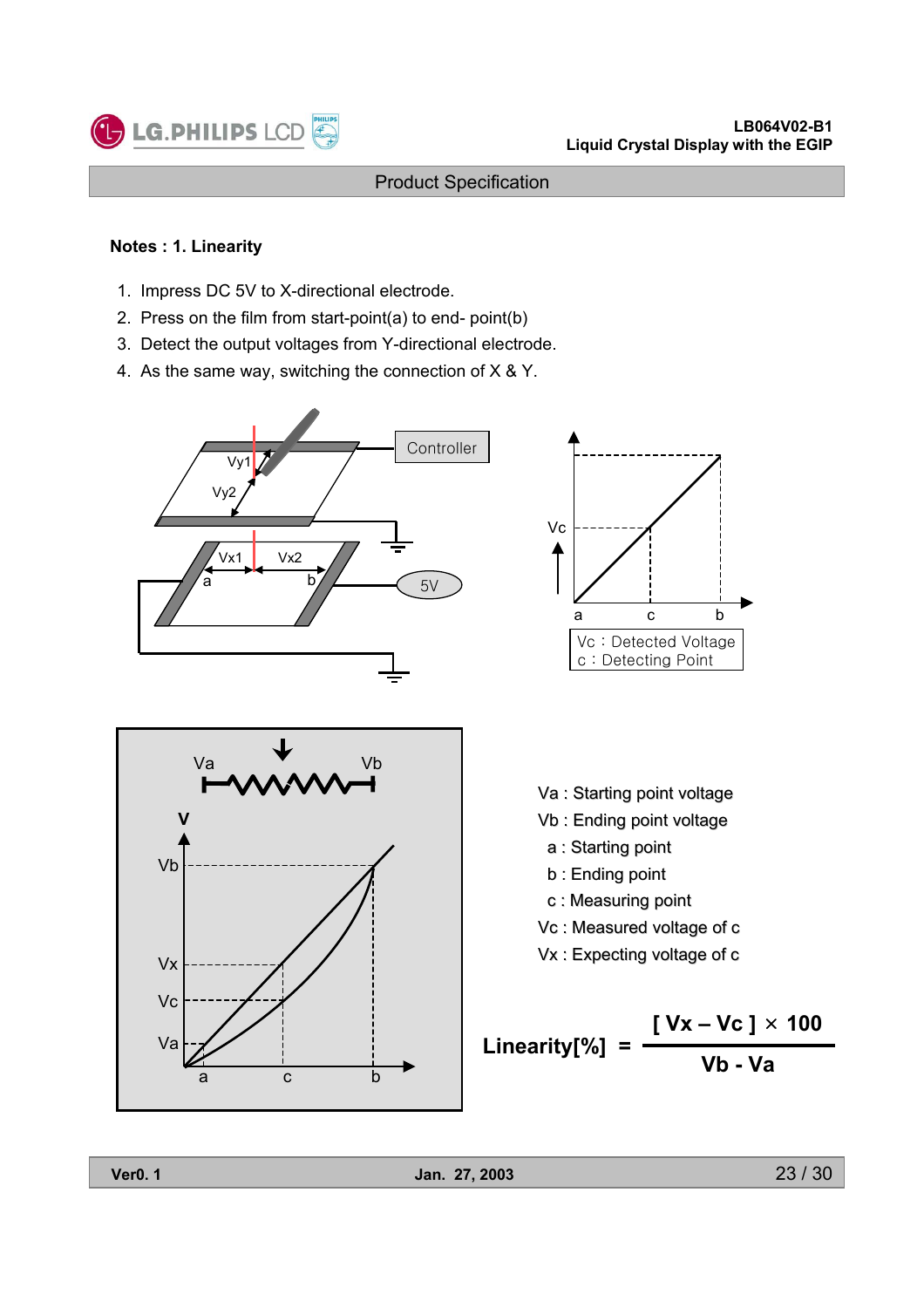**Notes : 1. Linearity**

1. Impress DC 5V to X-directional electrode.
2. Press on the film from start-point(a) to end- point(b)
3. Detect the output voltages from Y-directional electrode.
4. As the same way, switching the connection of X & Y.

Vc : Detected Voltage
c : Detecting Point

Va : Starting point voltage
Vb : Ending point voltage
a : Starting point
b : Ending point
c : Measuring point
Vc : Measured voltage of c
Vx : Expecting voltage of c

$$\text{Linearity}[\%] = \frac{[\,Vx - Vc\,] \times 100}{Vb - Va}$$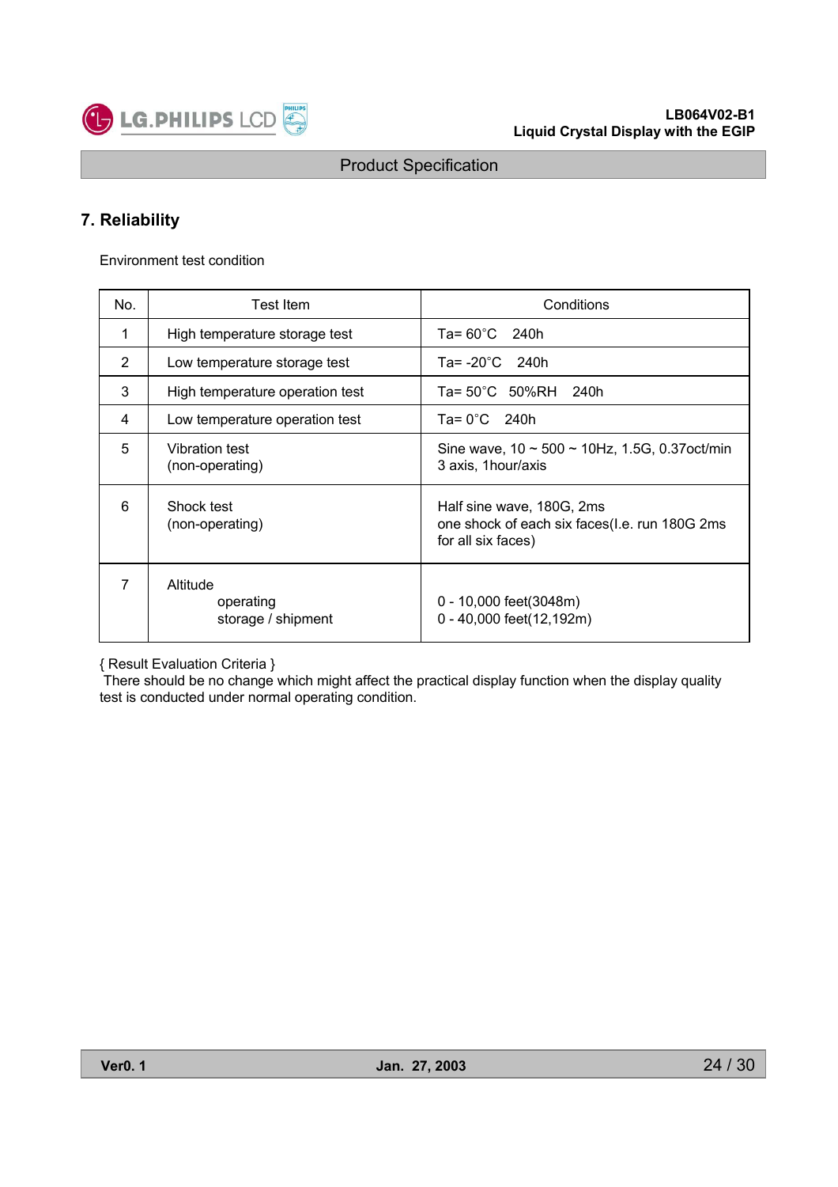## 7. Reliability

Environment test condition

| No. | Test Item | Conditions |
|---|---|---|
| 1 | High temperature storage test | Ta= 60°C 240h |
| 2 | Low temperature storage test | Ta= -20°C 240h |
| 3 | High temperature operation test | Ta= 50°C 50%RH 240h |
| 4 | Low temperature operation test | Ta= 0°C 240h |
| 5 | Vibration test<br>(non-operating) | Sine wave, 10 ~ 500 ~ 10Hz, 1.5G, 0.37oct/min<br>3 axis, 1hour/axis |
| 6 | Shock test<br>(non-operating) | Half sine wave, 180G, 2ms<br>one shock of each six faces(I.e. run 180G 2ms for all six faces) |
| 7 | Altitude<br>operating<br>storage / shipment | <br>0 - 10,000 feet(3048m)<br>0 - 40,000 feet(12,192m) |

{ Result Evaluation Criteria }
There should be no change which might affect the practical display function when the display quality test is conducted under normal operating condition.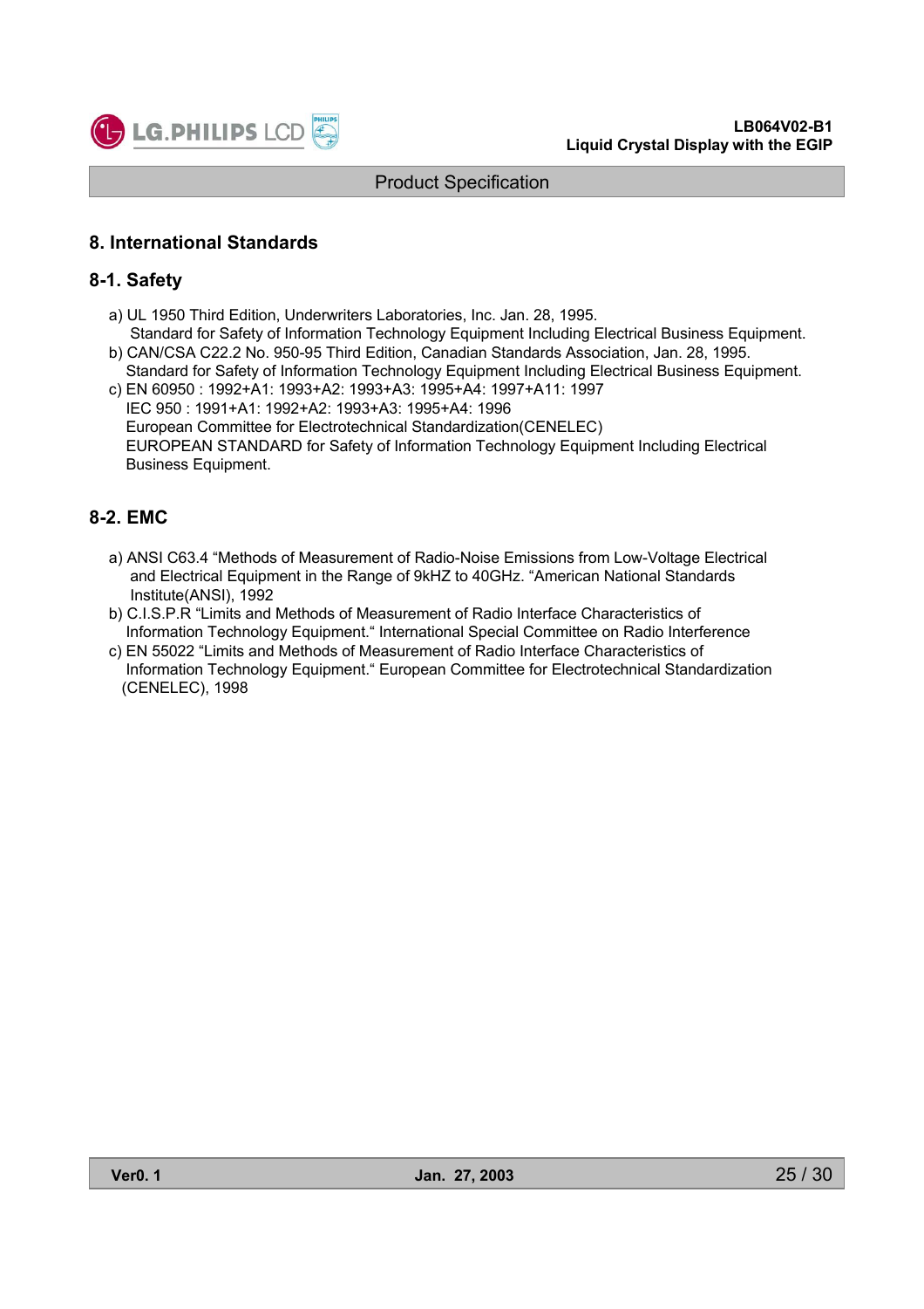## 8. International Standards

### 8-1. Safety

a) UL 1950 Third Edition, Underwriters Laboratories, Inc. Jan. 28, 1995.
   Standard for Safety of Information Technology Equipment Including Electrical Business Equipment.

b) CAN/CSA C22.2 No. 950-95 Third Edition, Canadian Standards Association, Jan. 28, 1995.
   Standard for Safety of Information Technology Equipment Including Electrical Business Equipment.

c) EN 60950 : 1992+A1: 1993+A2: 1993+A3: 1995+A4: 1997+A11: 1997
   IEC 950 : 1991+A1: 1992+A2: 1993+A3: 1995+A4: 1996
   European Committee for Electrotechnical Standardization(CENELEC)
   EUROPEAN STANDARD for Safety of Information Technology Equipment Including Electrical Business Equipment.

### 8-2. EMC

a) ANSI C63.4 "Methods of Measurement of Radio-Noise Emissions from Low-Voltage Electrical and Electrical Equipment in the Range of 9kHZ to 40GHz. "American National Standards Institute(ANSI), 1992

b) C.I.S.P.R "Limits and Methods of Measurement of Radio Interface Characteristics of Information Technology Equipment." International Special Committee on Radio Interference

c) EN 55022 "Limits and Methods of Measurement of Radio Interface Characteristics of Information Technology Equipment." European Committee for Electrotechnical Standardization (CENELEC), 1998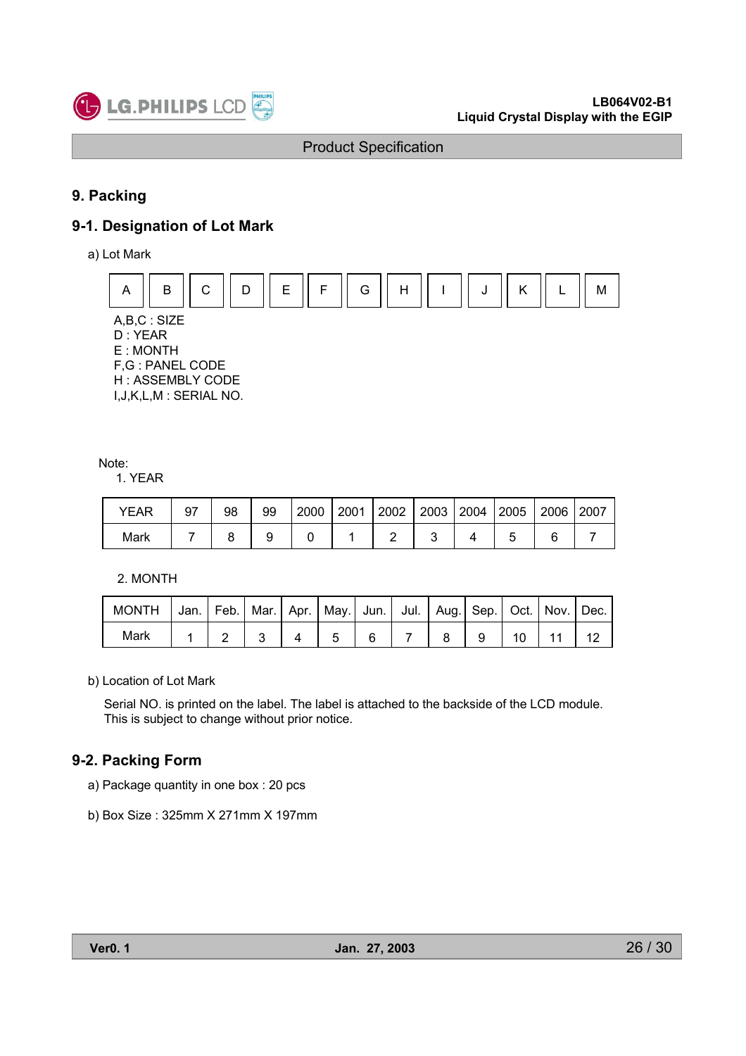# 9. Packing

## 9-1. Designation of Lot Mark

a) Lot Mark

| A | B | C | D | E | F | G | H | I | J | K | L | M |
|---|---|---|---|---|---|---|---|---|---|---|---|---|

A,B,C : SIZE
D : YEAR
E : MONTH
F,G : PANEL CODE
H : ASSEMBLY CODE
I,J,K,L,M : SERIAL NO.

Note:
1. YEAR

| YEAR | 97 | 98 | 99 | 2000 | 2001 | 2002 | 2003 | 2004 | 2005 | 2006 | 2007 |
|---|---|---|---|---|---|---|---|---|---|---|---|
| Mark | 7 | 8 | 9 | 0 | 1 | 2 | 3 | 4 | 5 | 6 | 7 |

2. MONTH

| MONTH | Jan. | Feb. | Mar. | Apr. | May. | Jun. | Jul. | Aug. | Sep. | Oct. | Nov. | Dec. |
|---|---|---|---|---|---|---|---|---|---|---|---|---|
| Mark | 1 | 2 | 3 | 4 | 5 | 6 | 7 | 8 | 9 | 10 | 11 | 12 |

b) Location of Lot Mark

Serial NO. is printed on the label. The label is attached to the backside of the LCD module.
This is subject to change without prior notice.

## 9-2. Packing Form

a) Package quantity in one box : 20 pcs

b) Box Size : 325mm X 271mm X 197mm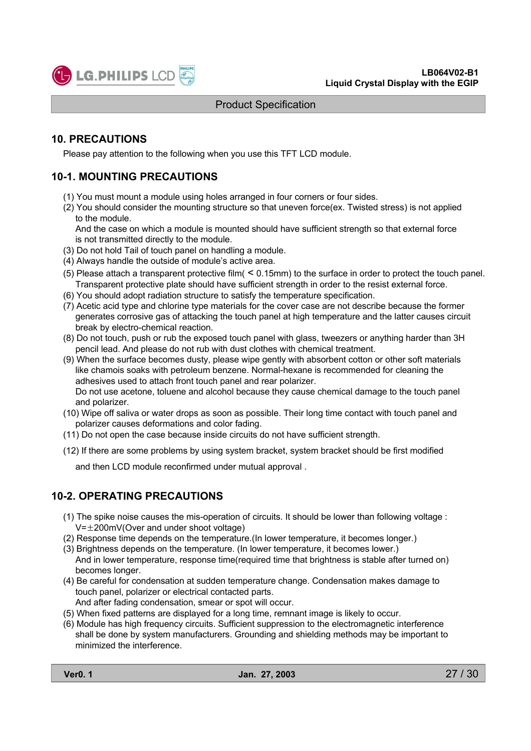## 10. PRECAUTIONS

Please pay attention to the following when you use this TFT LCD module.

## 10-1. MOUNTING PRECAUTIONS

(1) You must mount a module using holes arranged in four corners or four sides.
(2) You should consider the mounting structure so that uneven force(ex. Twisted stress) is not applied to the module.
    And the case on which a module is mounted should have sufficient strength so that external force is not transmitted directly to the module.
(3) Do not hold Tail of touch panel on handling a module.
(4) Always handle the outside of module's active area.
(5) Please attach a transparent protective film( < 0.15mm) to the surface in order to protect the touch panel. Transparent protective plate should have sufficient strength in order to the resist external force.
(6) You should adopt radiation structure to satisfy the temperature specification.
(7) Acetic acid type and chlorine type materials for the cover case are not describe because the former generates corrosive gas of attacking the touch panel at high temperature and the latter causes circuit break by electro-chemical reaction.
(8) Do not touch, push or rub the exposed touch panel with glass, tweezers or anything harder than 3H pencil lead. And please do not rub with dust clothes with chemical treatment.
(9) When the surface becomes dusty, please wipe gently with absorbent cotton or other soft materials like chamois soaks with petroleum benzene. Normal-hexane is recommended for cleaning the adhesives used to attach front touch panel and rear polarizer.
    Do not use acetone, toluene and alcohol because they cause chemical damage to the touch panel and polarizer.
(10) Wipe off saliva or water drops as soon as possible. Their long time contact with touch panel and polarizer causes deformations and color fading.
(11) Do not open the case because inside circuits do not have sufficient strength.
(12) If there are some problems by using system bracket, system bracket should be first modified and then LCD module reconfirmed under mutual approval .

## 10-2. OPERATING PRECAUTIONS

(1) The spike noise causes the mis-operation of circuits. It should be lower than following voltage : V=±200mV(Over and under shoot voltage)
(2) Response time depends on the temperature.(In lower temperature, it becomes longer.)
(3) Brightness depends on the temperature. (In lower temperature, it becomes lower.)
    And in lower temperature, response time(required time that brightness is stable after turned on) becomes longer.
(4) Be careful for condensation at sudden temperature change. Condensation makes damage to touch panel, polarizer or electrical contacted parts.
    And after fading condensation, smear or spot will occur.
(5) When fixed patterns are displayed for a long time, remnant image is likely to occur.
(6) Module has high frequency circuits. Sufficient suppression to the electromagnetic interference shall be done by system manufacturers. Grounding and shielding methods may be important to minimized the interference.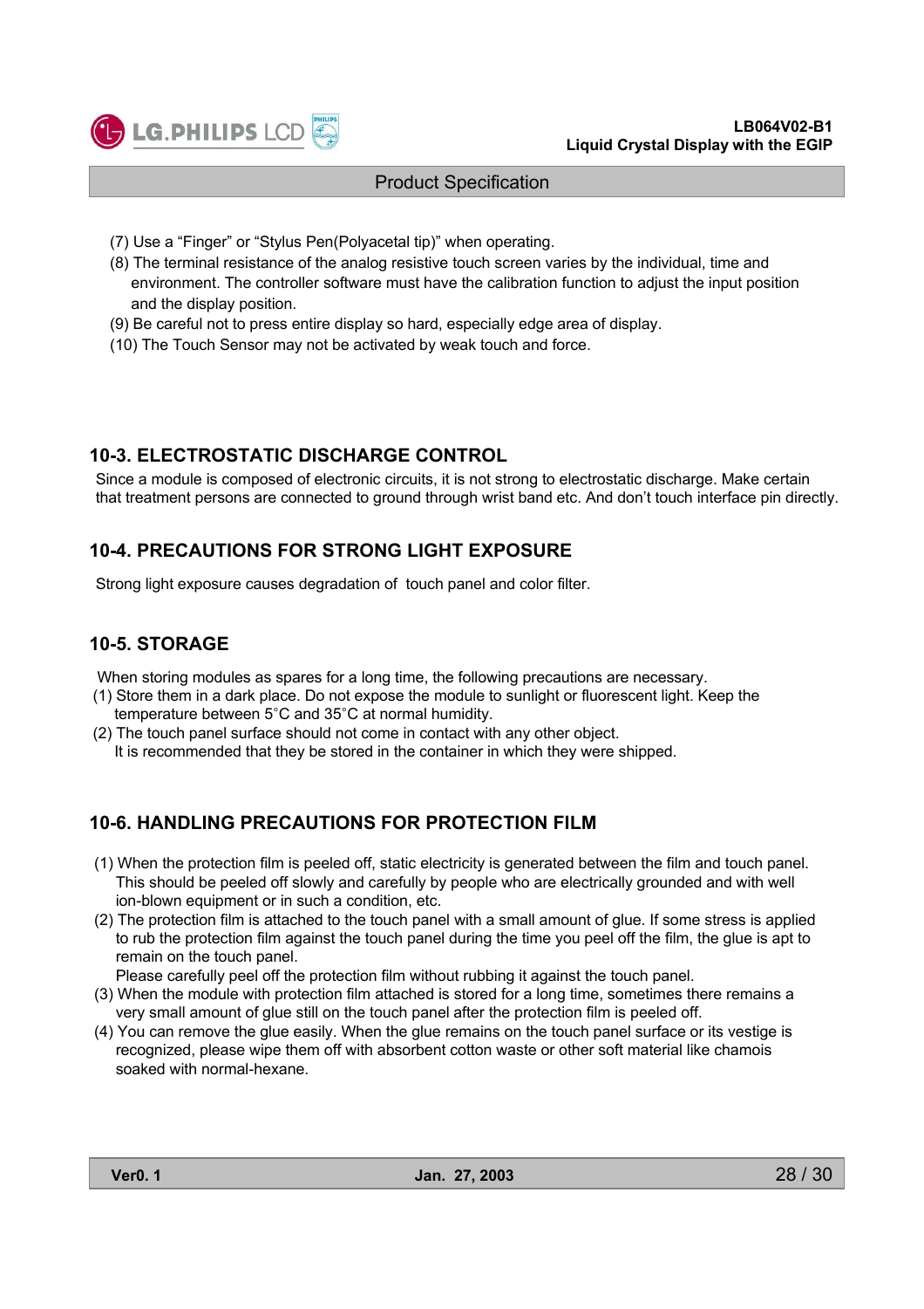(7) Use a “Finger” or “Stylus Pen(Polyacetal tip)” when operating.
(8) The terminal resistance of the analog resistive touch screen varies by the individual, time and environment. The controller software must have the calibration function to adjust the input position and the display position.
(9) Be careful not to press entire display so hard, especially edge area of display.
(10) The Touch Sensor may not be activated by weak touch and force.

## 10-3. ELECTROSTATIC DISCHARGE CONTROL

Since a module is composed of electronic circuits, it is not strong to electrostatic discharge. Make certain that treatment persons are connected to ground through wrist band etc. And don’t touch interface pin directly.

## 10-4. PRECAUTIONS FOR STRONG LIGHT EXPOSURE

Strong light exposure causes degradation of  touch panel and color filter.

## 10-5. STORAGE

When storing modules as spares for a long time, the following precautions are necessary.
(1) Store them in a dark place. Do not expose the module to sunlight or fluorescent light. Keep the temperature between 5°C and 35°C at normal humidity.
(2) The touch panel surface should not come in contact with any other object.
It is recommended that they be stored in the container in which they were shipped.

## 10-6. HANDLING PRECAUTIONS FOR PROTECTION FILM

(1) When the protection film is peeled off, static electricity is generated between the film and touch panel. This should be peeled off slowly and carefully by people who are electrically grounded and with well ion-blown equipment or in such a condition, etc.
(2) The protection film is attached to the touch panel with a small amount of glue. If some stress is applied to rub the protection film against the touch panel during the time you peel off the film, the glue is apt to remain on the touch panel.
Please carefully peel off the protection film without rubbing it against the touch panel.
(3) When the module with protection film attached is stored for a long time, sometimes there remains a very small amount of glue still on the touch panel after the protection film is peeled off.
(4) You can remove the glue easily. When the glue remains on the touch panel surface or its vestige is recognized, please wipe them off with absorbent cotton waste or other soft material like chamois soaked with normal-hexane.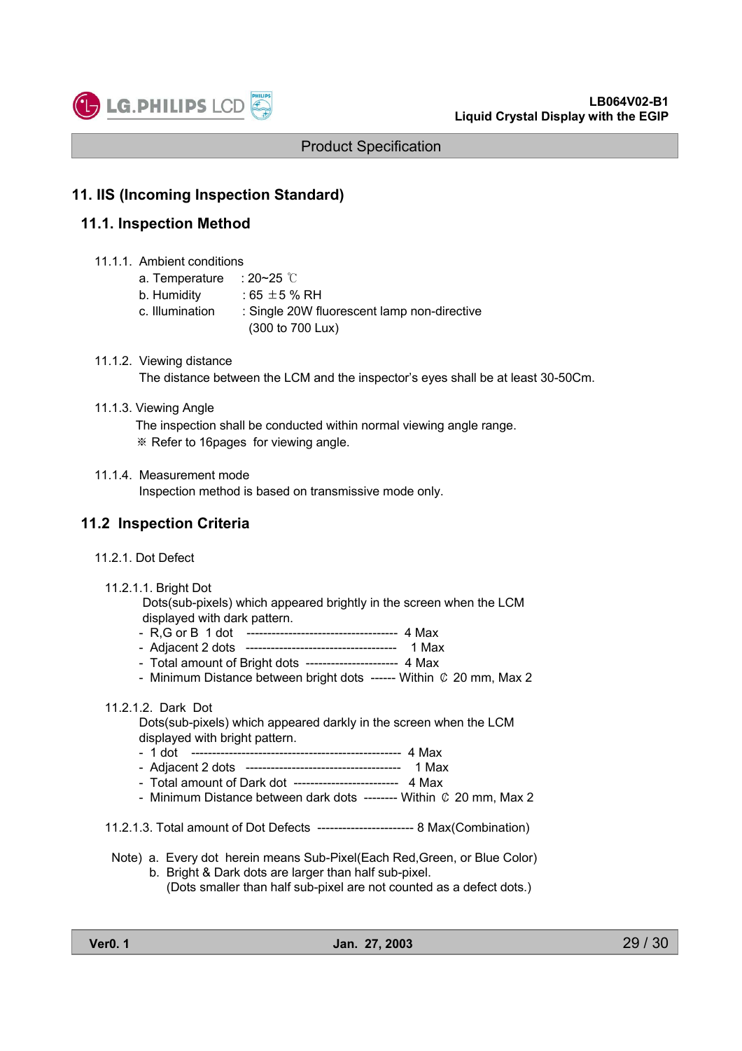# 11. IIS (Incoming Inspection Standard)

## 11.1. Inspection Method

11.1.1. Ambient conditions

a. Temperature : 20~25 ℃

b. Humidity : 65 ±5 % RH

c. Illumination : Single 20W fluorescent lamp non-directive (300 to 700 Lux)

11.1.2. Viewing distance

The distance between the LCM and the inspector's eyes shall be at least 30-50Cm.

11.1.3. Viewing Angle

The inspection shall be conducted within normal viewing angle range.

※ Refer to 16pages for viewing angle.

11.1.4. Measurement mode

Inspection method is based on transmissive mode only.

## 11.2 Inspection Criteria

11.2.1. Dot Defect

11.2.1.1. Bright Dot

Dots(sub-pixels) which appeared brightly in the screen when the LCM displayed with dark pattern.

- R,G or B 1 dot ------------------------------------ 4 Max
- Adjacent 2 dots ------------------------------------ 1 Max
- Total amount of Bright dots ---------------------- 4 Max
- Minimum Distance between bright dots ------ Within ∅ 20 mm, Max 2

11.2.1.2. Dark Dot

Dots(sub-pixels) which appeared darkly in the screen when the LCM displayed with bright pattern.

- 1 dot --------------------------------------------------- 4 Max
- Adjacent 2 dots ------------------------------------- 1 Max
- Total amount of Dark dot ------------------------- 4 Max
- Minimum Distance between dark dots -------- Within ∅ 20 mm, Max 2

11.2.1.3. Total amount of Dot Defects ----------------------- 8 Max(Combination)

Note) a. Every dot herein means Sub-Pixel(Each Red,Green, or Blue Color)

b. Bright & Dark dots are larger than half sub-pixel.
(Dots smaller than half sub-pixel are not counted as a defect dots.)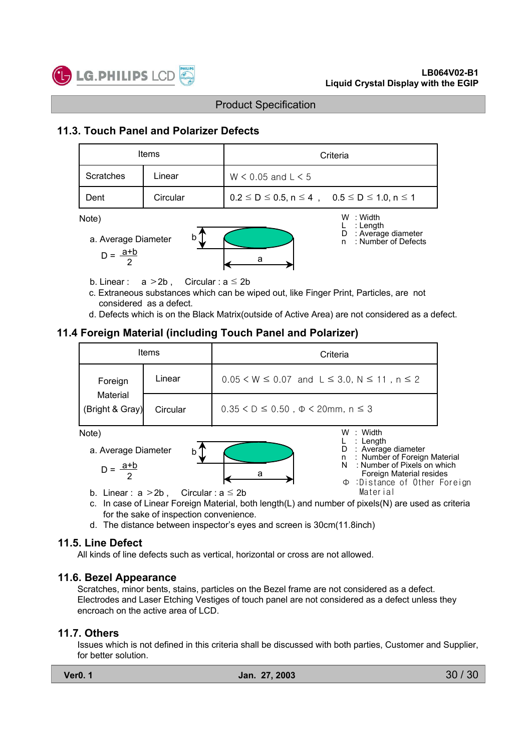## 11.3. Touch Panel and Polarizer Defects

| Items | | Criteria |
|---|---|---|
| Scratches | Linear | $W < 0.05$ and $L < 5$ |
| Dent | Circular | $0.2 \leq D \leq 0.5, n \leq 4$ , $0.5 \leq D \leq 1.0, n \leq 1$ |

Note)

a. Average Diameter

$$D = \frac{a+b}{2}$$

b

a

W : Width
L : Length
D : Average diameter
n : Number of Defects

b. Linear : $a > 2b$ , Circular : $a \leq 2b$

c. Extraneous substances which can be wiped out, like Finger Print, Particles, are not considered as a defect.

d. Defects which is on the Black Matrix(outside of Active Area) are not considered as a defect.

## 11.4 Foreign Material (including Touch Panel and Polarizer)

| Items | | Criteria |
|---|---|---|
| Foreign Material (Bright & Gray) | Linear | $0.05 < W \leq 0.07$ and $L \leq 3.0$, $N \leq 11$ , $n \leq 2$ |
| | Circular | $0.35 < D \leq 0.50$ , $\Phi < 20mm$, $n \leq 3$ |

Note)

a. Average Diameter

$$D = \frac{a+b}{2}$$

b

a

W : Width
L : Length
D : Average diameter
n : Number of Foreign Material
N : Number of Pixels on which Foreign Material resides
Φ :Distance of Other Foreign Material

b. Linear : $a > 2b$ , Circular : $a \leq 2b$

c. In case of Linear Foreign Material, both length(L) and number of pixels(N) are used as criteria for the sake of inspection convenience.

d. The distance between inspector's eyes and screen is 30cm(11.8inch)

## 11.5. Line Defect

All kinds of line defects such as vertical, horizontal or cross are not allowed.

## 11.6. Bezel Appearance

Scratches, minor bents, stains, particles on the Bezel frame are not considered as a defect.
Electrodes and Laser Etching Vestiges of touch panel are not considered as a defect unless they encroach on the active area of LCD.

## 11.7. Others

Issues which is not defined in this criteria shall be discussed with both parties, Customer and Supplier, for better solution.